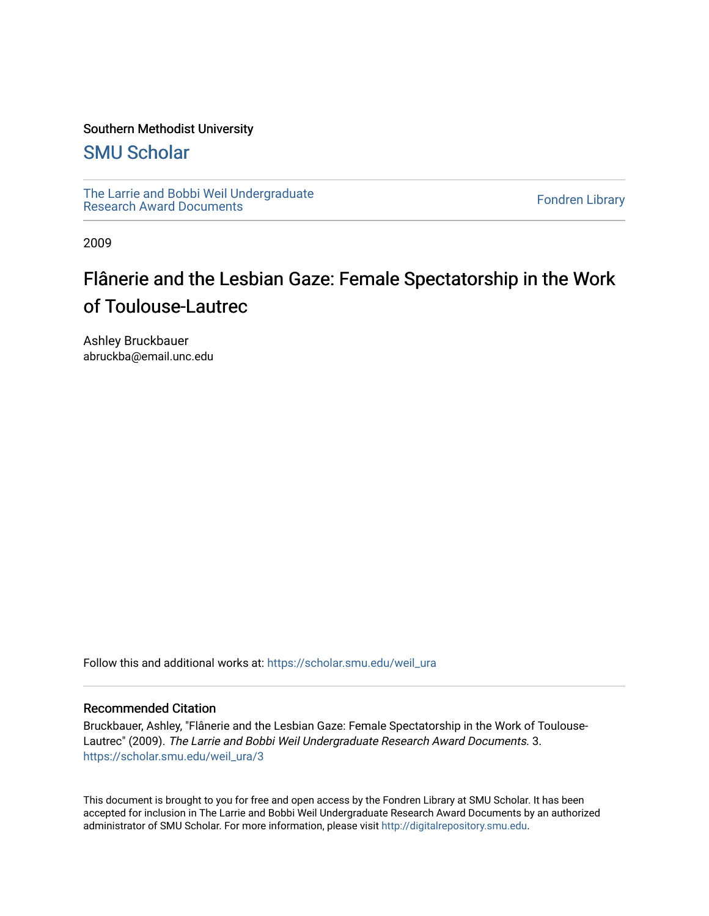Southern Methodist University

## SMU Scholar

The Larrie and Bobbi Weil Undergraduate Research Award Documents

Fondren Library

2009

# Flânerie and the Lesbian Gaze: Female Spectatorship in the Work of Toulouse-Lautrec

Ashley Bruckbauer
abruckba@email.unc.edu

Follow this and additional works at: https://scholar.smu.edu/weil_ura

### Recommended Citation

Bruckbauer, Ashley, "Flânerie and the Lesbian Gaze: Female Spectatorship in the Work of Toulouse-Lautrec" (2009). *The Larrie and Bobbi Weil Undergraduate Research Award Documents*. 3.
https://scholar.smu.edu/weil_ura/3

This document is brought to you for free and open access by the Fondren Library at SMU Scholar. It has been accepted for inclusion in The Larrie and Bobbi Weil Undergraduate Research Award Documents by an authorized administrator of SMU Scholar. For more information, please visit http://digitalrepository.smu.edu.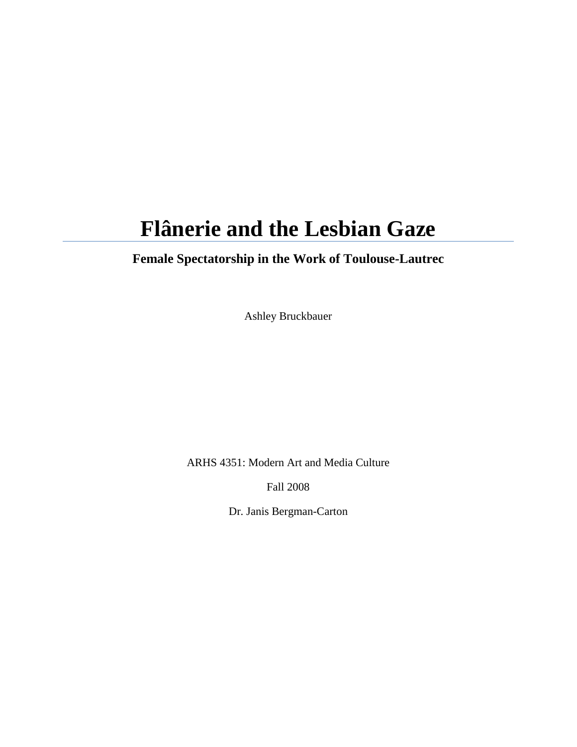# Flânerie and the Lesbian Gaze

## Female Spectatorship in the Work of Toulouse-Lautrec

Ashley Bruckbauer

ARHS 4351: Modern Art and Media Culture

Fall 2008

Dr. Janis Bergman-Carton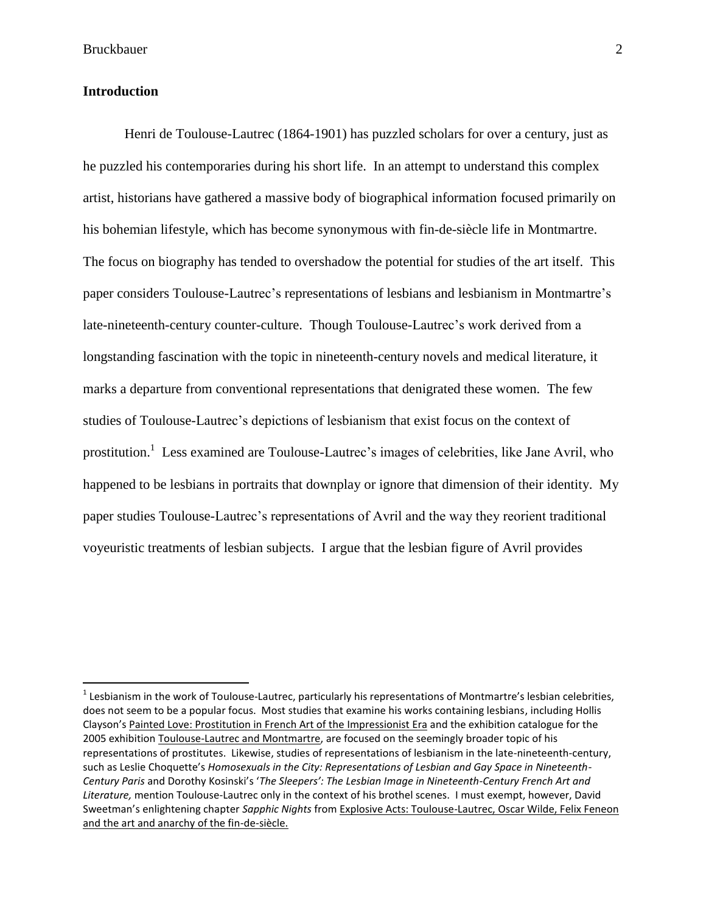## Introduction

Henri de Toulouse-Lautrec (1864-1901) has puzzled scholars for over a century, just as he puzzled his contemporaries during his short life. In an attempt to understand this complex artist, historians have gathered a massive body of biographical information focused primarily on his bohemian lifestyle, which has become synonymous with fin-de-siècle life in Montmartre. The focus on biography has tended to overshadow the potential for studies of the art itself. This paper considers Toulouse-Lautrec's representations of lesbians and lesbianism in Montmartre's late-nineteenth-century counter-culture. Though Toulouse-Lautrec's work derived from a longstanding fascination with the topic in nineteenth-century novels and medical literature, it marks a departure from conventional representations that denigrated these women. The few studies of Toulouse-Lautrec's depictions of lesbianism that exist focus on the context of prostitution.[1] Less examined are Toulouse-Lautrec's images of celebrities, like Jane Avril, who happened to be lesbians in portraits that downplay or ignore that dimension of their identity. My paper studies Toulouse-Lautrec's representations of Avril and the way they reorient traditional voyeuristic treatments of lesbian subjects. I argue that the lesbian figure of Avril provides

---

[1] Lesbianism in the work of Toulouse-Lautrec, particularly his representations of Montmartre's lesbian celebrities, does not seem to be a popular focus. Most studies that examine his works containing lesbians, including Hollis Clayson's <u>Painted Love: Prostitution in French Art of the Impressionist Era</u> and the exhibition catalogue for the 2005 exhibition <u>Toulouse-Lautrec and Montmartre</u>, are focused on the seemingly broader topic of his representations of prostitutes. Likewise, studies of representations of lesbianism in the late-nineteenth-century, such as Leslie Choquette's *Homosexuals in the City: Representations of Lesbian and Gay Space in Nineteenth-Century Paris* and Dorothy Kosinski's '*The Sleepers': The Lesbian Image in Nineteenth-Century French Art and Literature,* mention Toulouse-Lautrec only in the context of his brothel scenes. I must exempt, however, David Sweetman's enlightening chapter *Sapphic Nights* from <u>Explosive Acts: Toulouse-Lautrec, Oscar Wilde, Felix Feneon and the art and anarchy of the fin-de-siècle.</u>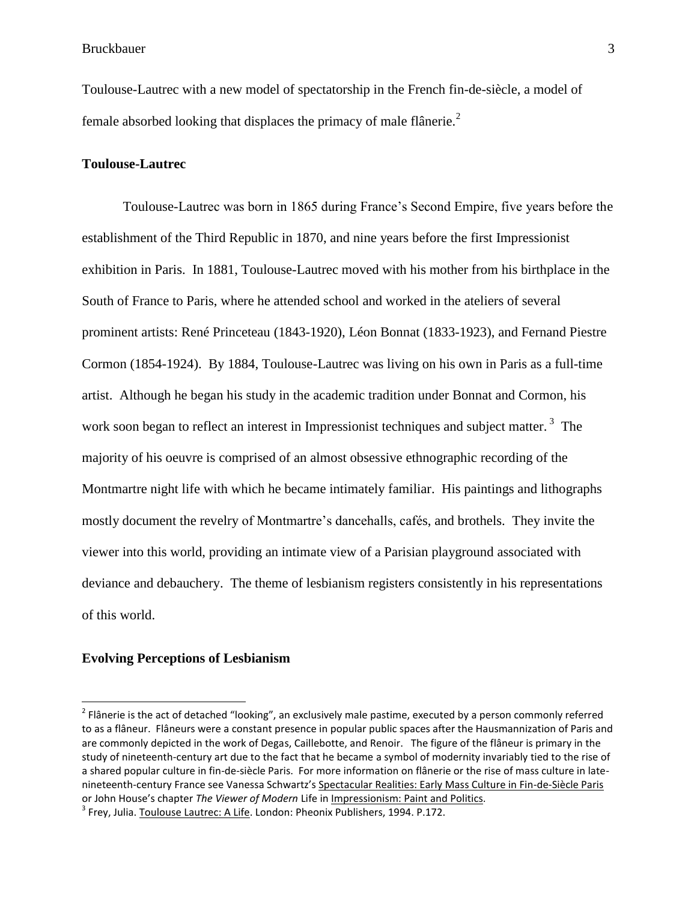Toulouse-Lautrec with a new model of spectatorship in the French fin-de-siècle, a model of female absorbed looking that displaces the primacy of male flânerie.[2]

## Toulouse-Lautrec

Toulouse-Lautrec was born in 1865 during France's Second Empire, five years before the establishment of the Third Republic in 1870, and nine years before the first Impressionist exhibition in Paris. In 1881, Toulouse-Lautrec moved with his mother from his birthplace in the South of France to Paris, where he attended school and worked in the ateliers of several prominent artists: René Princeteau (1843-1920), Léon Bonnat (1833-1923), and Fernand Piestre Cormon (1854-1924). By 1884, Toulouse-Lautrec was living on his own in Paris as a full-time artist. Although he began his study in the academic tradition under Bonnat and Cormon, his work soon began to reflect an interest in Impressionist techniques and subject matter.[3] The majority of his oeuvre is comprised of an almost obsessive ethnographic recording of the Montmartre night life with which he became intimately familiar. His paintings and lithographs mostly document the revelry of Montmartre's dancehalls, cafés, and brothels. They invite the viewer into this world, providing an intimate view of a Parisian playground associated with deviance and debauchery. The theme of lesbianism registers consistently in his representations of this world.

## Evolving Perceptions of Lesbianism

---

[2] Flânerie is the act of detached "looking", an exclusively male pastime, executed by a person commonly referred to as a flâneur. Flâneurs were a constant presence in popular public spaces after the Hausmannization of Paris and are commonly depicted in the work of Degas, Caillebotte, and Renoir. The figure of the flâneur is primary in the study of nineteenth-century art due to the fact that he became a symbol of modernity invariably tied to the rise of a shared popular culture in fin-de-siècle Paris. For more information on flânerie or the rise of mass culture in late-nineteenth-century France see Vanessa Schwartz's Spectacular Realities: Early Mass Culture in Fin-de-Siècle Paris or John House's chapter *The Viewer of Modern* Life in Impressionism: Paint and Politics.

[3] Frey, Julia. Toulouse Lautrec: A Life. London: Pheonix Publishers, 1994. P.172.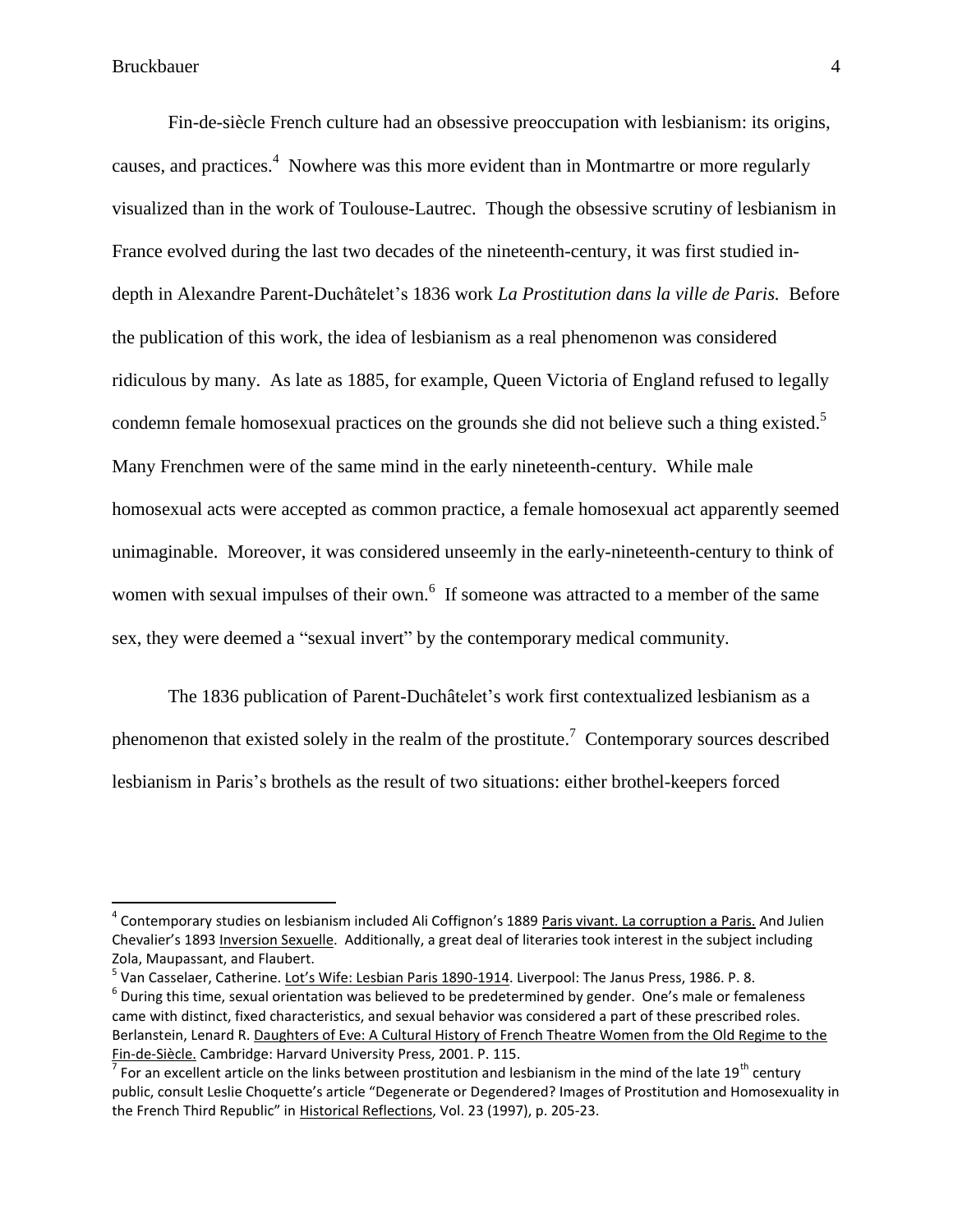Fin-de-siècle French culture had an obsessive preoccupation with lesbianism: its origins, causes, and practices.[4] Nowhere was this more evident than in Montmartre or more regularly visualized than in the work of Toulouse-Lautrec. Though the obsessive scrutiny of lesbianism in France evolved during the last two decades of the nineteenth-century, it was first studied in-depth in Alexandre Parent-Duchâtelet's 1836 work *La Prostitution dans la ville de Paris.* Before the publication of this work, the idea of lesbianism as a real phenomenon was considered ridiculous by many. As late as 1885, for example, Queen Victoria of England refused to legally condemn female homosexual practices on the grounds she did not believe such a thing existed.[5] Many Frenchmen were of the same mind in the early nineteenth-century. While male homosexual acts were accepted as common practice, a female homosexual act apparently seemed unimaginable. Moreover, it was considered unseemly in the early-nineteenth-century to think of women with sexual impulses of their own.[6] If someone was attracted to a member of the same sex, they were deemed a "sexual invert" by the contemporary medical community.

The 1836 publication of Parent-Duchâtelet's work first contextualized lesbianism as a phenomenon that existed solely in the realm of the prostitute.[7] Contemporary sources described lesbianism in Paris's brothels as the result of two situations: either brothel-keepers forced

---

[4] Contemporary studies on lesbianism included Ali Coffignon's 1889 Paris vivant. La corruption a Paris. And Julien Chevalier's 1893 Inversion Sexuelle. Additionally, a great deal of literaries took interest in the subject including Zola, Maupassant, and Flaubert.

[5] Van Casselaer, Catherine. Lot's Wife: Lesbian Paris 1890-1914. Liverpool: The Janus Press, 1986. P. 8.

[6] During this time, sexual orientation was believed to be predetermined by gender. One's male or femaleness came with distinct, fixed characteristics, and sexual behavior was considered a part of these prescribed roles. Berlanstein, Lenard R. Daughters of Eve: A Cultural History of French Theatre Women from the Old Regime to the Fin-de-Siècle. Cambridge: Harvard University Press, 2001. P. 115.

[7] For an excellent article on the links between prostitution and lesbianism in the mind of the late 19th century public, consult Leslie Choquette's article "Degenerate or Degendered? Images of Prostitution and Homosexuality in the French Third Republic" in Historical Reflections, Vol. 23 (1997), p. 205-23.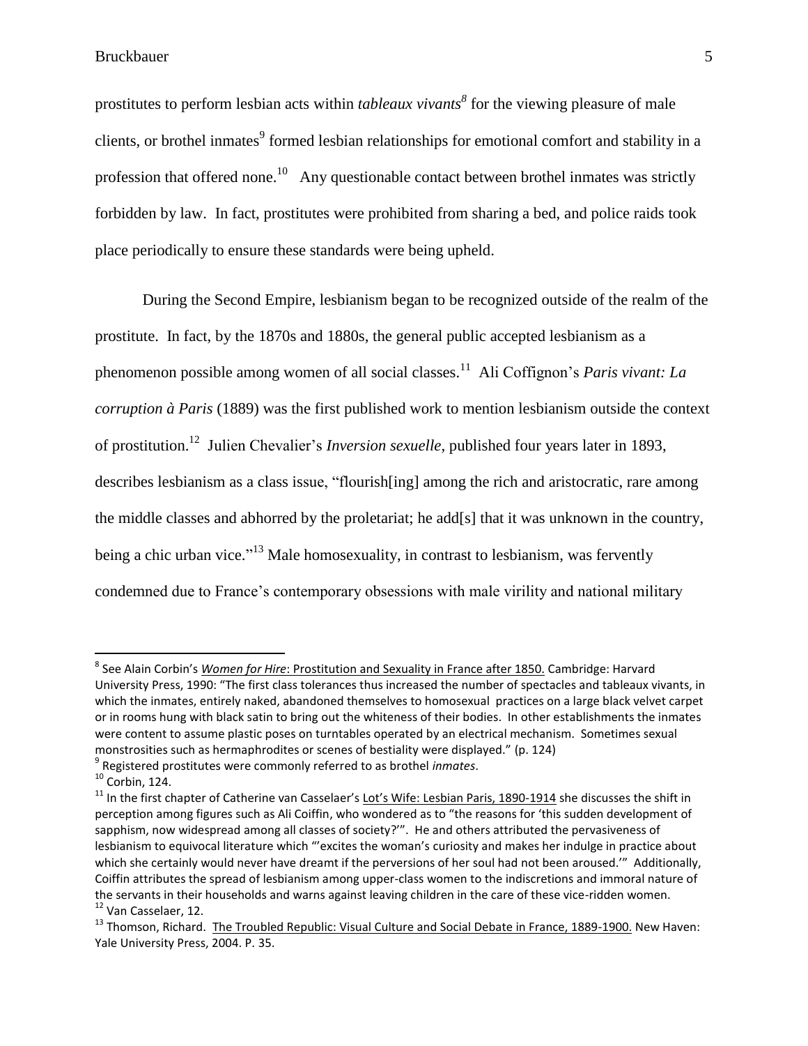prostitutes to perform lesbian acts within *tableaux vivants*[8] for the viewing pleasure of male clients, or brothel inmates[9] formed lesbian relationships for emotional comfort and stability in a profession that offered none.[10] Any questionable contact between brothel inmates was strictly forbidden by law. In fact, prostitutes were prohibited from sharing a bed, and police raids took place periodically to ensure these standards were being upheld.

During the Second Empire, lesbianism began to be recognized outside of the realm of the prostitute. In fact, by the 1870s and 1880s, the general public accepted lesbianism as a phenomenon possible among women of all social classes.[11] Ali Coffignon's *Paris vivant: La corruption à Paris* (1889) was the first published work to mention lesbianism outside the context of prostitution.[12] Julien Chevalier's *Inversion sexuelle,* published four years later in 1893, describes lesbianism as a class issue, "flourish[ing] among the rich and aristocratic, rare among the middle classes and abhorred by the proletariat; he add[s] that it was unknown in the country, being a chic urban vice."[13] Male homosexuality, in contrast to lesbianism, was fervently condemned due to France's contemporary obsessions with male virility and national military

---

[8] See Alain Corbin's *Women for Hire*: Prostitution and Sexuality in France after 1850. Cambridge: Harvard University Press, 1990: "The first class tolerances thus increased the number of spectacles and tableaux vivants, in which the inmates, entirely naked, abandoned themselves to homosexual practices on a large black velvet carpet or in rooms hung with black satin to bring out the whiteness of their bodies. In other establishments the inmates were content to assume plastic poses on turntables operated by an electrical mechanism. Sometimes sexual monstrosities such as hermaphrodites or scenes of bestiality were displayed." (p. 124)

[9] Registered prostitutes were commonly referred to as brothel *inmates*.

[10] Corbin, 124.

[11] In the first chapter of Catherine van Casselaer's Lot's Wife: Lesbian Paris, 1890-1914 she discusses the shift in perception among figures such as Ali Coiffin, who wondered as to "the reasons for 'this sudden development of sapphism, now widespread among all classes of society?'". He and others attributed the pervasiveness of lesbianism to equivocal literature which "'excites the woman's curiosity and makes her indulge in practice about which she certainly would never have dreamt if the perversions of her soul had not been aroused.'" Additionally, Coiffin attributes the spread of lesbianism among upper-class women to the indiscretions and immoral nature of the servants in their households and warns against leaving children in the care of these vice-ridden women.

[12] Van Casselaer, 12.

[13] Thomson, Richard. The Troubled Republic: Visual Culture and Social Debate in France, 1889-1900. New Haven: Yale University Press, 2004. P. 35.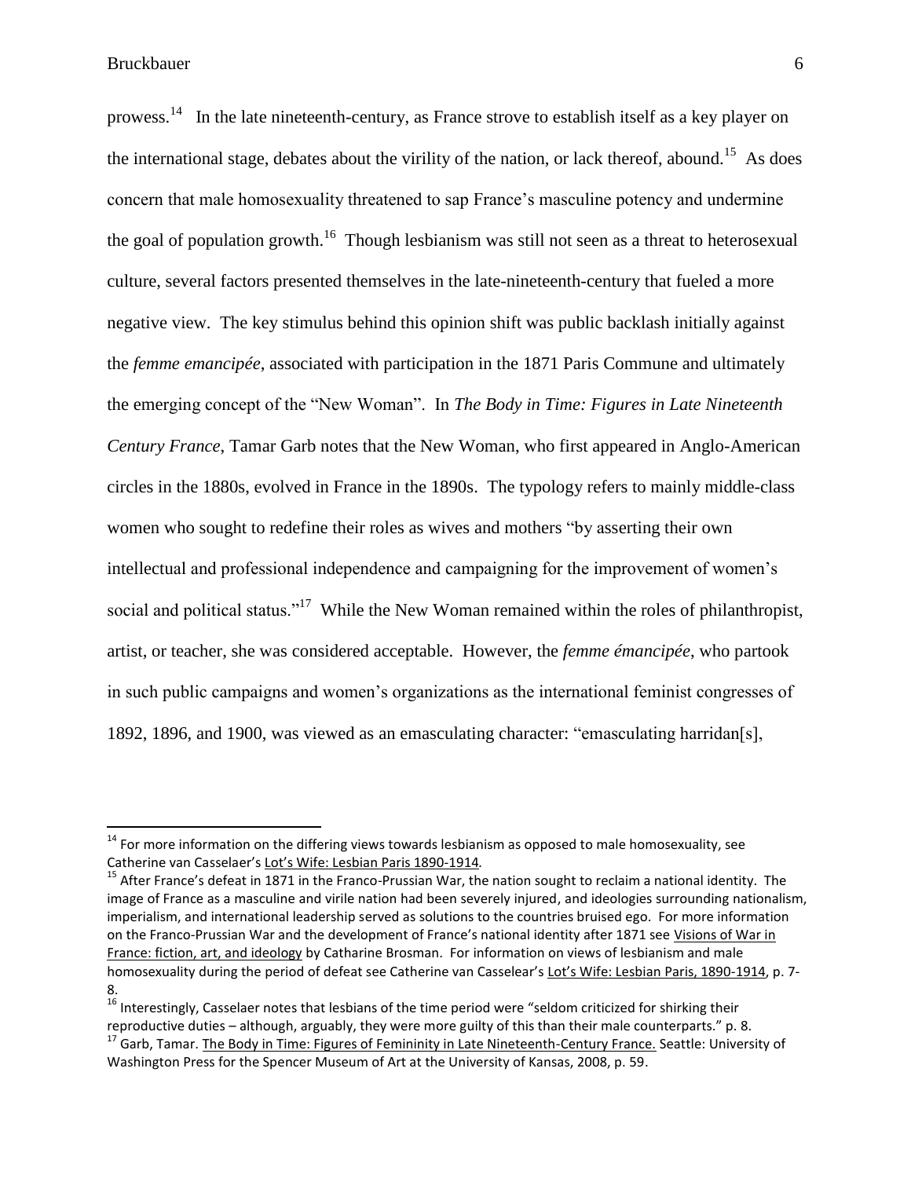prowess.[14] In the late nineteenth-century, as France strove to establish itself as a key player on the international stage, debates about the virility of the nation, or lack thereof, abound.[15] As does concern that male homosexuality threatened to sap France's masculine potency and undermine the goal of population growth.[16] Though lesbianism was still not seen as a threat to heterosexual culture, several factors presented themselves in the late-nineteenth-century that fueled a more negative view. The key stimulus behind this opinion shift was public backlash initially against the *femme emancipée*, associated with participation in the 1871 Paris Commune and ultimately the emerging concept of the "New Woman". In *The Body in Time: Figures in Late Nineteenth Century France*, Tamar Garb notes that the New Woman, who first appeared in Anglo-American circles in the 1880s, evolved in France in the 1890s. The typology refers to mainly middle-class women who sought to redefine their roles as wives and mothers "by asserting their own intellectual and professional independence and campaigning for the improvement of women's social and political status."[17] While the New Woman remained within the roles of philanthropist, artist, or teacher, she was considered acceptable. However, the *femme émancipée*, who partook in such public campaigns and women's organizations as the international feminist congresses of 1892, 1896, and 1900, was viewed as an emasculating character: "emasculating harridan[s],

---

[14] For more information on the differing views towards lesbianism as opposed to male homosexuality, see Catherine van Casselaer's Lot's Wife: Lesbian Paris 1890-1914.

[15] After France's defeat in 1871 in the Franco-Prussian War, the nation sought to reclaim a national identity. The image of France as a masculine and virile nation had been severely injured, and ideologies surrounding nationalism, imperialism, and international leadership served as solutions to the countries bruised ego. For more information on the Franco-Prussian War and the development of France's national identity after 1871 see Visions of War in France: fiction, art, and ideology by Catharine Brosman. For information on views of lesbianism and male homosexuality during the period of defeat see Catherine van Casselear's Lot's Wife: Lesbian Paris, 1890-1914, p. 7-8.

[16] Interestingly, Casselaer notes that lesbians of the time period were "seldom criticized for shirking their reproductive duties – although, arguably, they were more guilty of this than their male counterparts." p. 8.

[17] Garb, Tamar. The Body in Time: Figures of Femininity in Late Nineteenth-Century France. Seattle: University of Washington Press for the Spencer Museum of Art at the University of Kansas, 2008, p. 59.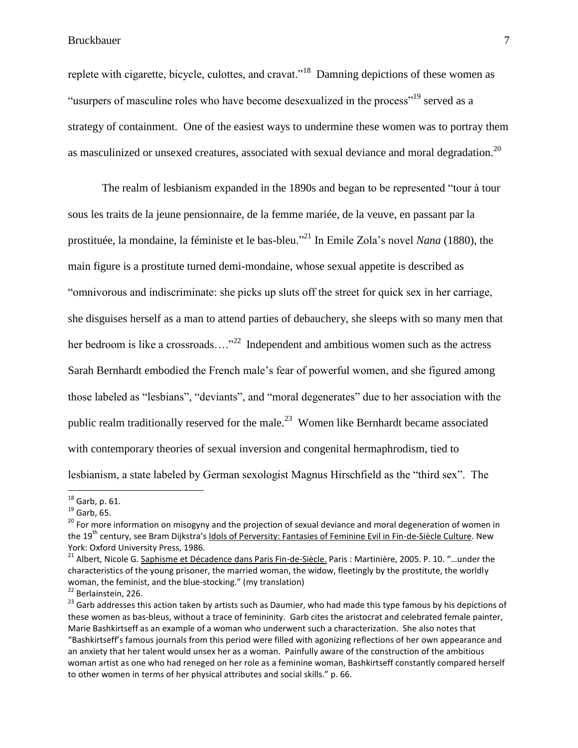replete with cigarette, bicycle, culottes, and cravat."[18] Damning depictions of these women as "usurpers of masculine roles who have become desexualized in the process"[19] served as a strategy of containment. One of the easiest ways to undermine these women was to portray them as masculinized or unsexed creatures, associated with sexual deviance and moral degradation.[20]

The realm of lesbianism expanded in the 1890s and began to be represented "tour à tour sous les traits de la jeune pensionnaire, de la femme mariée, de la veuve, en passant par la prostituée, la mondaine, la féministe et le bas-bleu."[21] In Emile Zola's novel *Nana* (1880), the main figure is a prostitute turned demi-mondaine, whose sexual appetite is described as "omnivorous and indiscriminate: she picks up sluts off the street for quick sex in her carriage, she disguises herself as a man to attend parties of debauchery, she sleeps with so many men that her bedroom is like a crossroads…."[22] Independent and ambitious women such as the actress Sarah Bernhardt embodied the French male's fear of powerful women, and she figured among those labeled as "lesbians", "deviants", and "moral degenerates" due to her association with the public realm traditionally reserved for the male.[23] Women like Bernhardt became associated with contemporary theories of sexual inversion and congenital hermaphrodism, tied to lesbianism, a state labeled by German sexologist Magnus Hirschfield as the "third sex". The

---

[18] Garb, p. 61.

[19] Garb, 65.

[20] For more information on misogyny and the projection of sexual deviance and moral degeneration of women in the 19th century, see Bram Dijkstra's Idols of Perversity: Fantasies of Feminine Evil in Fin-de-Siècle Culture. New York: Oxford University Press, 1986.

[21] Albert, Nicole G. Saphisme et Décadence dans Paris Fin-de-Siècle. Paris : Martinière, 2005. P. 10. "…under the characteristics of the young prisoner, the married woman, the widow, fleetingly by the prostitute, the worldly woman, the feminist, and the blue-stocking." (my translation)

[22] Berlainstein, 226.

[23] Garb addresses this action taken by artists such as Daumier, who had made this type famous by his depictions of these women as bas-bleus, without a trace of femininity. Garb cites the aristocrat and celebrated female painter, Marie Bashkirtseff as an example of a woman who underwent such a characterization. She also notes that "Bashkirtseff's famous journals from this period were filled with agonizing reflections of her own appearance and an anxiety that her talent would unsex her as a woman. Painfully aware of the construction of the ambitious woman artist as one who had reneged on her role as a feminine woman, Bashkirtseff constantly compared herself to other women in terms of her physical attributes and social skills." p. 66.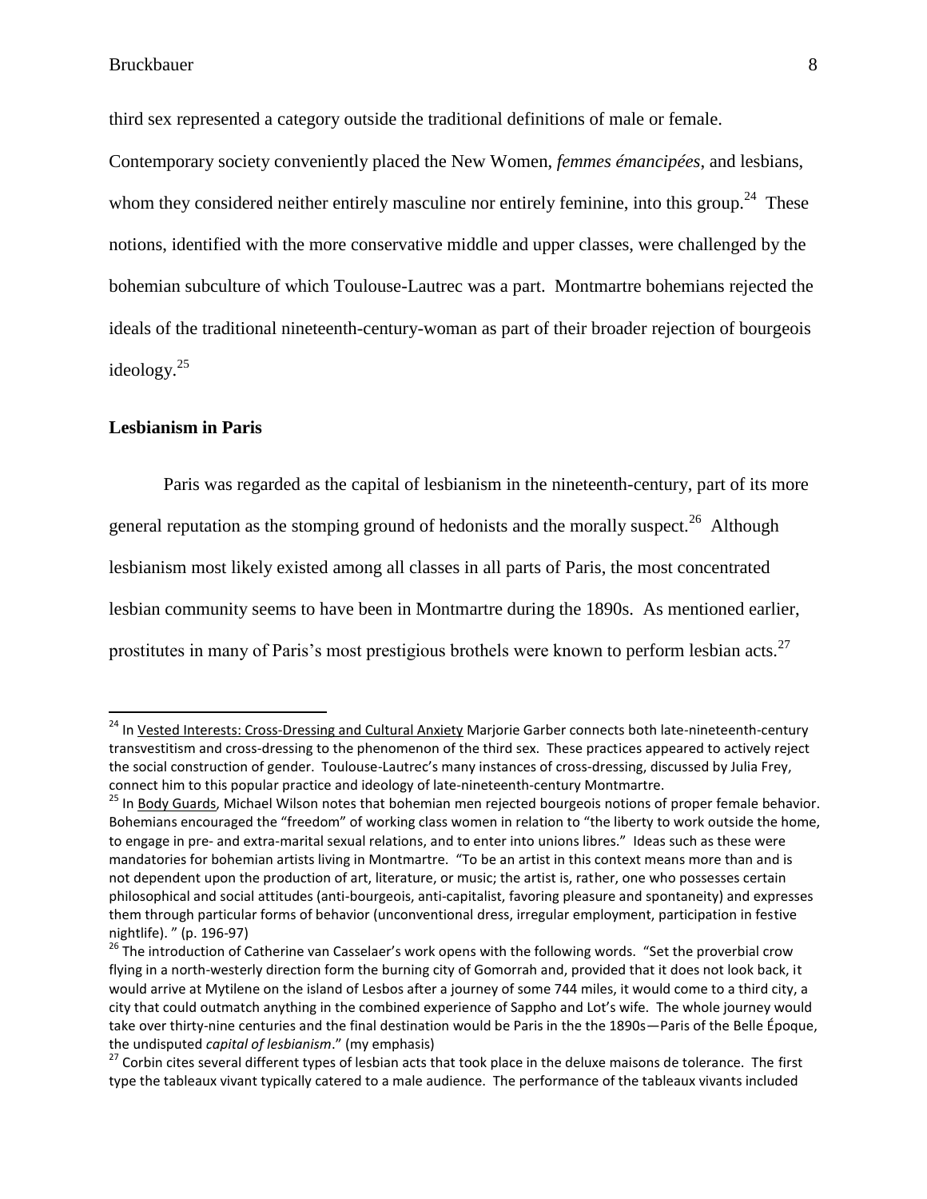third sex represented a category outside the traditional definitions of male or female. Contemporary society conveniently placed the New Women, *femmes émancipées*, and lesbians, whom they considered neither entirely masculine nor entirely feminine, into this group.[24] These notions, identified with the more conservative middle and upper classes, were challenged by the bohemian subculture of which Toulouse-Lautrec was a part. Montmartre bohemians rejected the ideals of the traditional nineteenth-century-woman as part of their broader rejection of bourgeois ideology.[25]

### Lesbianism in Paris

Paris was regarded as the capital of lesbianism in the nineteenth-century, part of its more general reputation as the stomping ground of hedonists and the morally suspect.[26] Although lesbianism most likely existed among all classes in all parts of Paris, the most concentrated lesbian community seems to have been in Montmartre during the 1890s. As mentioned earlier, prostitutes in many of Paris's most prestigious brothels were known to perform lesbian acts.[27]

---

[24] In Vested Interests: Cross-Dressing and Cultural Anxiety Marjorie Garber connects both late-nineteenth-century transvestitism and cross-dressing to the phenomenon of the third sex. These practices appeared to actively reject the social construction of gender. Toulouse-Lautrec's many instances of cross-dressing, discussed by Julia Frey, connect him to this popular practice and ideology of late-nineteenth-century Montmartre.

[25] In Body Guards, Michael Wilson notes that bohemian men rejected bourgeois notions of proper female behavior. Bohemians encouraged the "freedom" of working class women in relation to "the liberty to work outside the home, to engage in pre- and extra-marital sexual relations, and to enter into unions libres." Ideas such as these were mandatories for bohemian artists living in Montmartre. "To be an artist in this context means more than and is not dependent upon the production of art, literature, or music; the artist is, rather, one who possesses certain philosophical and social attitudes (anti-bourgeois, anti-capitalist, favoring pleasure and spontaneity) and expresses them through particular forms of behavior (unconventional dress, irregular employment, participation in festive nightlife). " (p. 196-97)

[26] The introduction of Catherine van Casselaer's work opens with the following words. "Set the proverbial crow flying in a north-westerly direction form the burning city of Gomorrah and, provided that it does not look back, it would arrive at Mytilene on the island of Lesbos after a journey of some 744 miles, it would come to a third city, a city that could outmatch anything in the combined experience of Sappho and Lot's wife. The whole journey would take over thirty-nine centuries and the final destination would be Paris in the the 1890s—Paris of the Belle Époque, the undisputed *capital of lesbianism*." (my emphasis)

[27] Corbin cites several different types of lesbian acts that took place in the deluxe maisons de tolerance. The first type the tableaux vivant typically catered to a male audience. The performance of the tableaux vivants included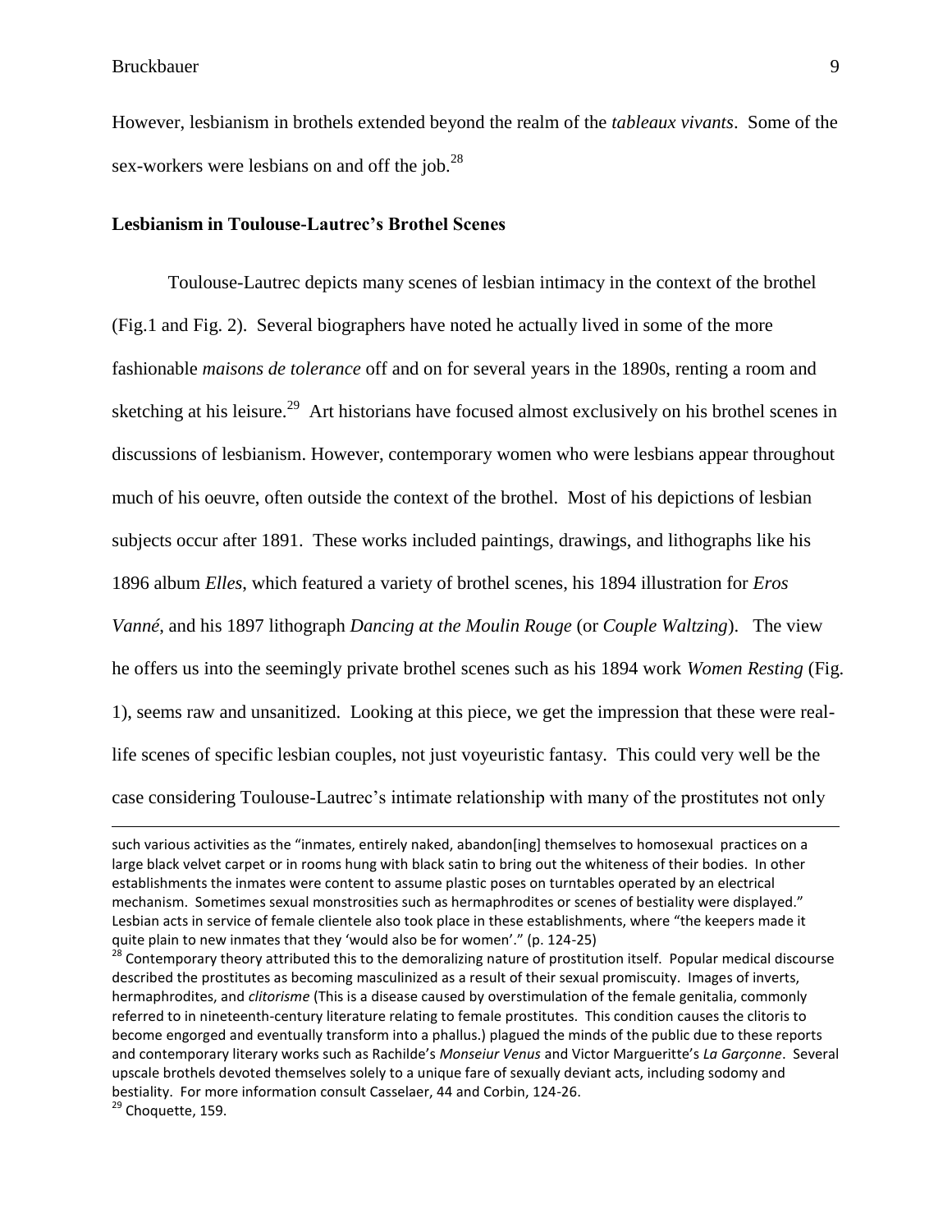However, lesbianism in brothels extended beyond the realm of the *tableaux vivants*. Some of the sex-workers were lesbians on and off the job.[28]

### Lesbianism in Toulouse-Lautrec's Brothel Scenes

Toulouse-Lautrec depicts many scenes of lesbian intimacy in the context of the brothel (Fig.1 and Fig. 2). Several biographers have noted he actually lived in some of the more fashionable *maisons de tolerance* off and on for several years in the 1890s, renting a room and sketching at his leisure.[29] Art historians have focused almost exclusively on his brothel scenes in discussions of lesbianism. However, contemporary women who were lesbians appear throughout much of his oeuvre, often outside the context of the brothel. Most of his depictions of lesbian subjects occur after 1891. These works included paintings, drawings, and lithographs like his 1896 album *Elles*, which featured a variety of brothel scenes, his 1894 illustration for *Eros Vanné*, and his 1897 lithograph *Dancing at the Moulin Rouge* (or *Couple Waltzing*). The view he offers us into the seemingly private brothel scenes such as his 1894 work *Women Resting* (Fig. 1), seems raw and unsanitized. Looking at this piece, we get the impression that these were real-life scenes of specific lesbian couples, not just voyeuristic fantasy. This could very well be the case considering Toulouse-Lautrec's intimate relationship with many of the prostitutes not only

---

such various activities as the "inmates, entirely naked, abandon[ing] themselves to homosexual practices on a large black velvet carpet or in rooms hung with black satin to bring out the whiteness of their bodies. In other establishments the inmates were content to assume plastic poses on turntables operated by an electrical mechanism. Sometimes sexual monstrosities such as hermaphrodites or scenes of bestiality were displayed." Lesbian acts in service of female clientele also took place in these establishments, where "the keepers made it quite plain to new inmates that they 'would also be for women'." (p. 124-25)

[28] Contemporary theory attributed this to the demoralizing nature of prostitution itself. Popular medical discourse described the prostitutes as becoming masculinized as a result of their sexual promiscuity. Images of inverts, hermaphrodites, and *clitorisme* (This is a disease caused by overstimulation of the female genitalia, commonly referred to in nineteenth-century literature relating to female prostitutes. This condition causes the clitoris to become engorged and eventually transform into a phallus.) plagued the minds of the public due to these reports and contemporary literary works such as Rachilde's *Monseiur Venus* and Victor Marguerritte's *La Garçonne*. Several upscale brothels devoted themselves solely to a unique fare of sexually deviant acts, including sodomy and bestiality. For more information consult Casselaer, 44 and Corbin, 124-26.

[29] Choquette, 159.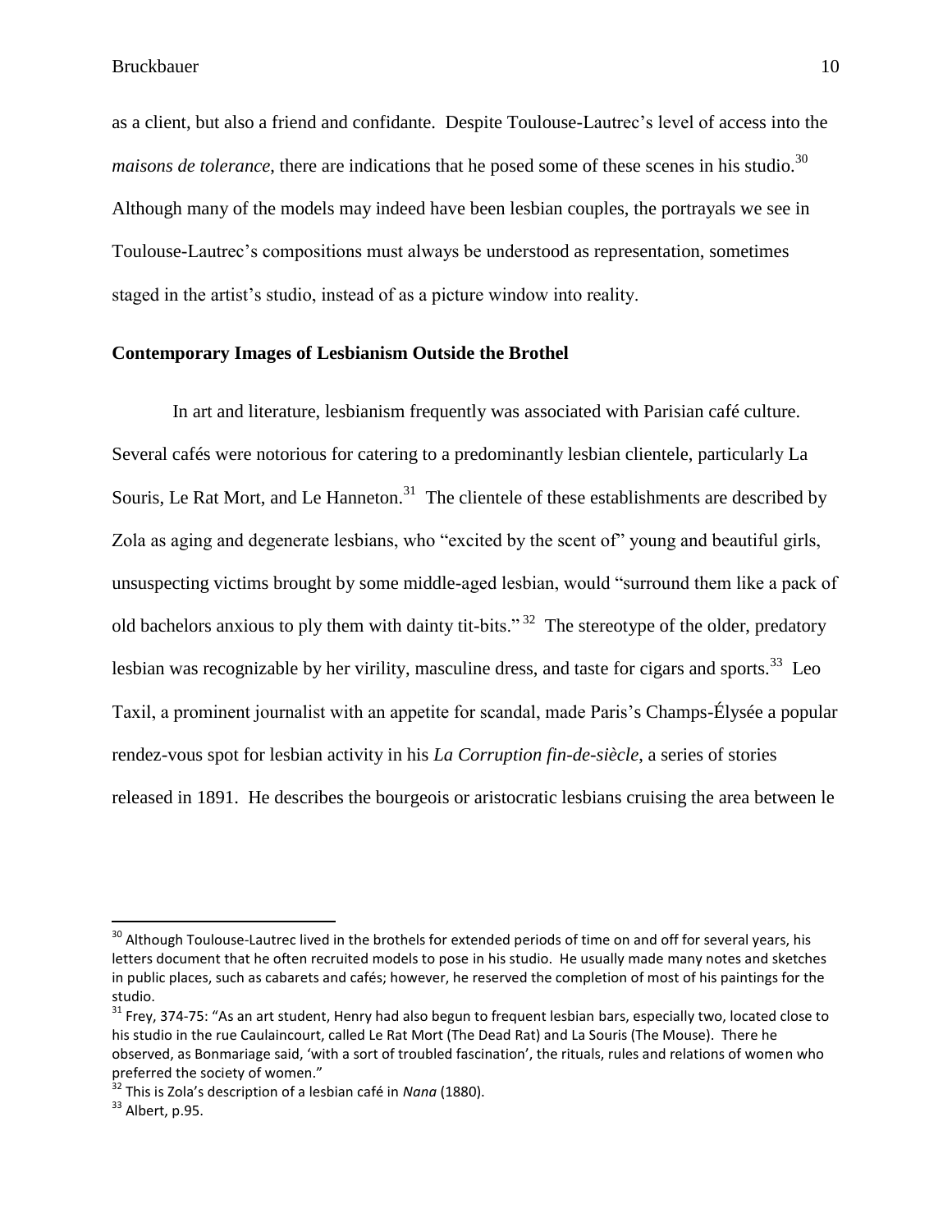as a client, but also a friend and confidante. Despite Toulouse-Lautrec's level of access into the *maisons de tolerance*, there are indications that he posed some of these scenes in his studio.[30] Although many of the models may indeed have been lesbian couples, the portrayals we see in Toulouse-Lautrec's compositions must always be understood as representation, sometimes staged in the artist's studio, instead of as a picture window into reality.

## Contemporary Images of Lesbianism Outside the Brothel

In art and literature, lesbianism frequently was associated with Parisian café culture. Several cafés were notorious for catering to a predominantly lesbian clientele, particularly La Souris, Le Rat Mort, and Le Hanneton.[31] The clientele of these establishments are described by Zola as aging and degenerate lesbians, who "excited by the scent of" young and beautiful girls, unsuspecting victims brought by some middle-aged lesbian, would "surround them like a pack of old bachelors anxious to ply them with dainty tit-bits."[32] The stereotype of the older, predatory lesbian was recognizable by her virility, masculine dress, and taste for cigars and sports.[33] Leo Taxil, a prominent journalist with an appetite for scandal, made Paris's Champs-Élysée a popular rendez-vous spot for lesbian activity in his *La Corruption fin-de-siècle*, a series of stories released in 1891. He describes the bourgeois or aristocratic lesbians cruising the area between le

---

[30] Although Toulouse-Lautrec lived in the brothels for extended periods of time on and off for several years, his letters document that he often recruited models to pose in his studio. He usually made many notes and sketches in public places, such as cabarets and cafés; however, he reserved the completion of most of his paintings for the studio.

[31] Frey, 374-75: "As an art student, Henry had also begun to frequent lesbian bars, especially two, located close to his studio in the rue Caulaincourt, called Le Rat Mort (The Dead Rat) and La Souris (The Mouse). There he observed, as Bonmariage said, 'with a sort of troubled fascination', the rituals, rules and relations of women who preferred the society of women."

[32] This is Zola's description of a lesbian café in *Nana* (1880).

[33] Albert, p.95.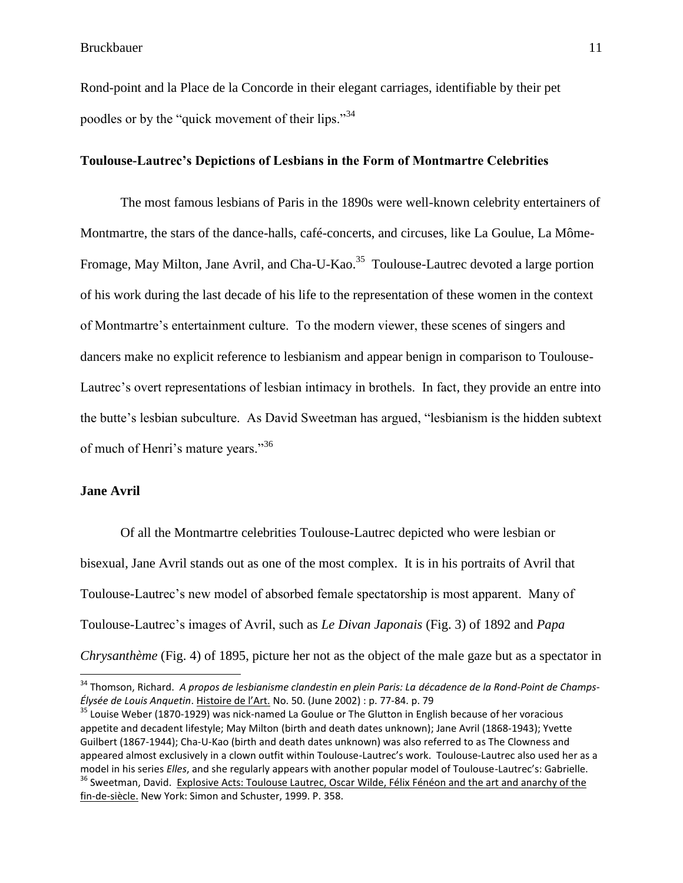Rond-point and la Place de la Concorde in their elegant carriages, identifiable by their pet poodles or by the "quick movement of their lips."[34]

### Toulouse-Lautrec's Depictions of Lesbians in the Form of Montmartre Celebrities

The most famous lesbians of Paris in the 1890s were well-known celebrity entertainers of Montmartre, the stars of the dance-halls, café-concerts, and circuses, like La Goulue, La Môme-Fromage, May Milton, Jane Avril, and Cha-U-Kao.[35] Toulouse-Lautrec devoted a large portion of his work during the last decade of his life to the representation of these women in the context of Montmartre's entertainment culture. To the modern viewer, these scenes of singers and dancers make no explicit reference to lesbianism and appear benign in comparison to Toulouse-Lautrec's overt representations of lesbian intimacy in brothels. In fact, they provide an entre into the butte's lesbian subculture. As David Sweetman has argued, "lesbianism is the hidden subtext of much of Henri's mature years."[36]

### Jane Avril

Of all the Montmartre celebrities Toulouse-Lautrec depicted who were lesbian or bisexual, Jane Avril stands out as one of the most complex. It is in his portraits of Avril that Toulouse-Lautrec's new model of absorbed female spectatorship is most apparent. Many of Toulouse-Lautrec's images of Avril, such as *Le Divan Japonais* (Fig. 3) of 1892 and *Papa Chrysanthème* (Fig. 4) of 1895, picture her not as the object of the male gaze but as a spectator in

---

[34] Thomson, Richard. *A propos de lesbianisme clandestin en plein Paris: La décadence de la Rond-Point de Champs-Élysée de Louis Anquetin*. Histoire de l'Art. No. 50. (June 2002) : p. 77-84. p. 79

[35] Louise Weber (1870-1929) was nick-named La Goulue or The Glutton in English because of her voracious appetite and decadent lifestyle; May Milton (birth and death dates unknown); Jane Avril (1868-1943); Yvette Guilbert (1867-1944); Cha-U-Kao (birth and death dates unknown) was also referred to as The Clowness and appeared almost exclusively in a clown outfit within Toulouse-Lautrec's work. Toulouse-Lautrec also used her as a model in his series *Elles*, and she regularly appears with another popular model of Toulouse-Lautrec's: Gabrielle.

[36] Sweetman, David. Explosive Acts: Toulouse Lautrec, Oscar Wilde, Félix Fénéon and the art and anarchy of the fin-de-siècle. New York: Simon and Schuster, 1999. P. 358.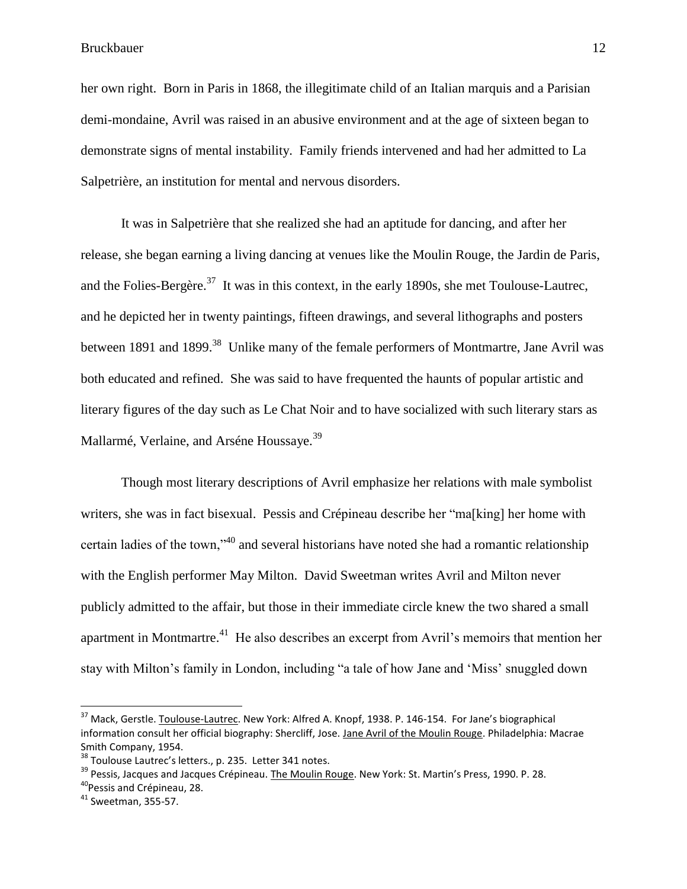her own right. Born in Paris in 1868, the illegitimate child of an Italian marquis and a Parisian demi-mondaine, Avril was raised in an abusive environment and at the age of sixteen began to demonstrate signs of mental instability. Family friends intervened and had her admitted to La Salpetrière, an institution for mental and nervous disorders.

It was in Salpetrière that she realized she had an aptitude for dancing, and after her release, she began earning a living dancing at venues like the Moulin Rouge, the Jardin de Paris, and the Folies-Bergère.[37] It was in this context, in the early 1890s, she met Toulouse-Lautrec, and he depicted her in twenty paintings, fifteen drawings, and several lithographs and posters between 1891 and 1899.[38] Unlike many of the female performers of Montmartre, Jane Avril was both educated and refined. She was said to have frequented the haunts of popular artistic and literary figures of the day such as Le Chat Noir and to have socialized with such literary stars as Mallarmé, Verlaine, and Arséne Houssaye.[39]

Though most literary descriptions of Avril emphasize her relations with male symbolist writers, she was in fact bisexual. Pessis and Crépineau describe her "ma[king] her home with certain ladies of the town,"[40] and several historians have noted she had a romantic relationship with the English performer May Milton. David Sweetman writes Avril and Milton never publicly admitted to the affair, but those in their immediate circle knew the two shared a small apartment in Montmartre.[41] He also describes an excerpt from Avril's memoirs that mention her stay with Milton's family in London, including "a tale of how Jane and 'Miss' snuggled down

---

[37] Mack, Gerstle. Toulouse-Lautrec. New York: Alfred A. Knopf, 1938. P. 146-154. For Jane's biographical information consult her official biography: Shercliff, Jose. Jane Avril of the Moulin Rouge. Philadelphia: Macrae Smith Company, 1954.

[38] Toulouse Lautrec's letters., p. 235. Letter 341 notes.

[39] Pessis, Jacques and Jacques Crépineau. The Moulin Rouge. New York: St. Martin's Press, 1990. P. 28.

[40] Pessis and Crépineau, 28.

[41] Sweetman, 355-57.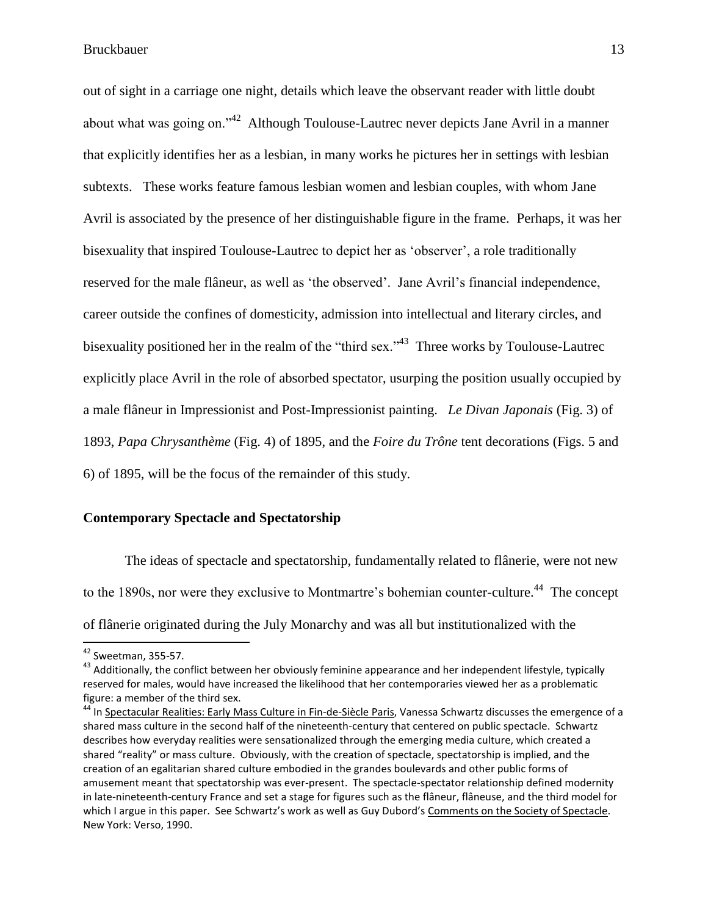out of sight in a carriage one night, details which leave the observant reader with little doubt about what was going on."[42] Although Toulouse-Lautrec never depicts Jane Avril in a manner that explicitly identifies her as a lesbian, in many works he pictures her in settings with lesbian subtexts. These works feature famous lesbian women and lesbian couples, with whom Jane Avril is associated by the presence of her distinguishable figure in the frame. Perhaps, it was her bisexuality that inspired Toulouse-Lautrec to depict her as 'observer', a role traditionally reserved for the male flâneur, as well as 'the observed'. Jane Avril's financial independence, career outside the confines of domesticity, admission into intellectual and literary circles, and bisexuality positioned her in the realm of the "third sex."[43] Three works by Toulouse-Lautrec explicitly place Avril in the role of absorbed spectator, usurping the position usually occupied by a male flâneur in Impressionist and Post-Impressionist painting. *Le Divan Japonais* (Fig. 3) of 1893, *Papa Chrysanthème* (Fig. 4) of 1895, and the *Foire du Trône* tent decorations (Figs. 5 and 6) of 1895, will be the focus of the remainder of this study.

## Contemporary Spectacle and Spectatorship

The ideas of spectacle and spectatorship, fundamentally related to flânerie, were not new to the 1890s, nor were they exclusive to Montmartre's bohemian counter-culture.[44] The concept of flânerie originated during the July Monarchy and was all but institutionalized with the

---

[42] Sweetman, 355-57.

[43] Additionally, the conflict between her obviously feminine appearance and her independent lifestyle, typically reserved for males, would have increased the likelihood that her contemporaries viewed her as a problematic figure: a member of the third sex.

[44] In Spectacular Realities: Early Mass Culture in Fin-de-Siècle Paris, Vanessa Schwartz discusses the emergence of a shared mass culture in the second half of the nineteenth-century that centered on public spectacle. Schwartz describes how everyday realities were sensationalized through the emerging media culture, which created a shared "reality" or mass culture. Obviously, with the creation of spectacle, spectatorship is implied, and the creation of an egalitarian shared culture embodied in the grandes boulevards and other public forms of amusement meant that spectatorship was ever-present. The spectacle-spectator relationship defined modernity in late-nineteenth-century France and set a stage for figures such as the flâneur, flâneuse, and the third model for which I argue in this paper. See Schwartz's work as well as Guy Dubord's Comments on the Society of Spectacle. New York: Verso, 1990.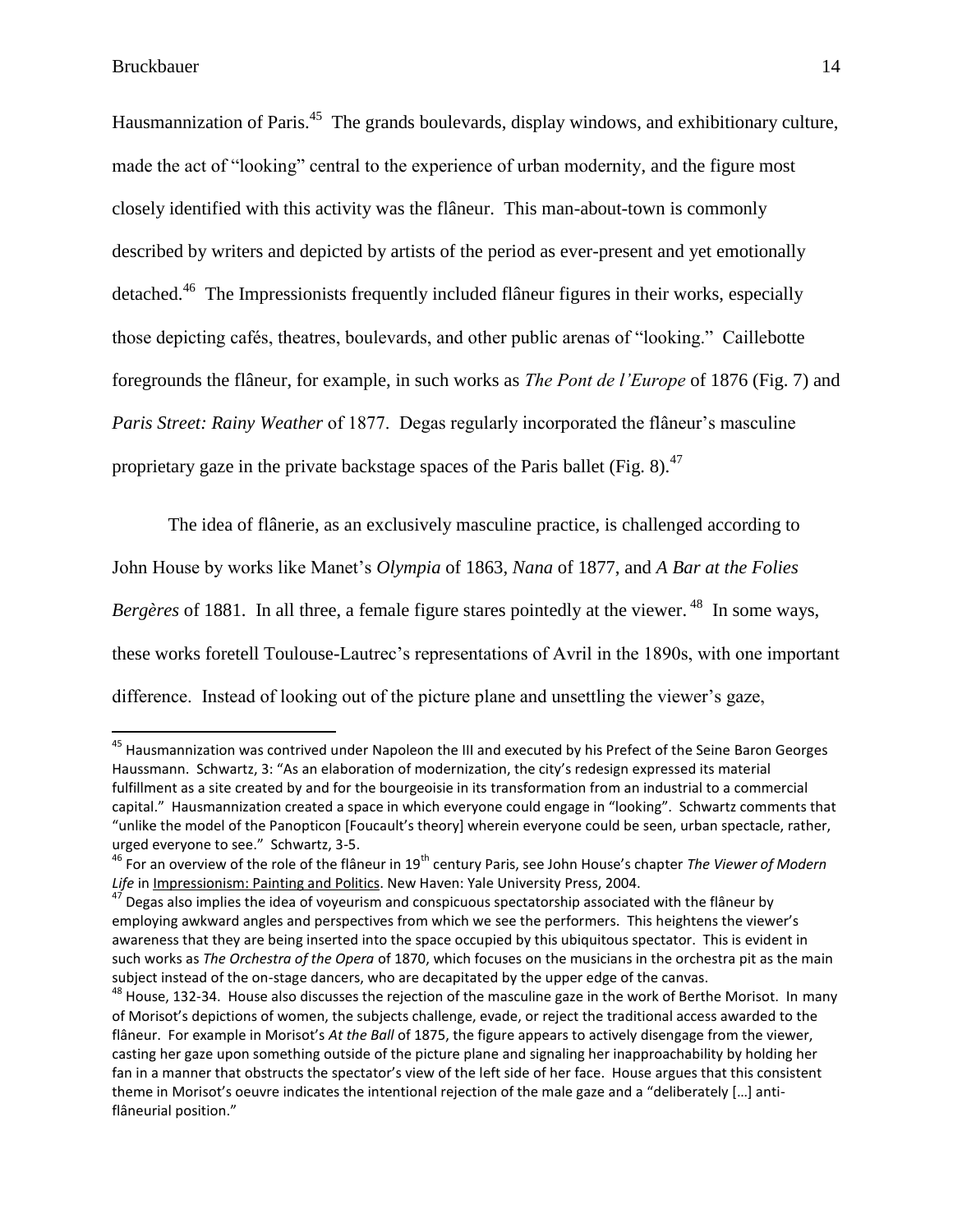Hausmannization of Paris.[45] The grands boulevards, display windows, and exhibitionary culture, made the act of "looking" central to the experience of urban modernity, and the figure most closely identified with this activity was the flâneur. This man-about-town is commonly described by writers and depicted by artists of the period as ever-present and yet emotionally detached.[46] The Impressionists frequently included flâneur figures in their works, especially those depicting cafés, theatres, boulevards, and other public arenas of "looking." Caillebotte foregrounds the flâneur, for example, in such works as *The Pont de l'Europe* of 1876 (Fig. 7) and *Paris Street: Rainy Weather* of 1877. Degas regularly incorporated the flâneur's masculine proprietary gaze in the private backstage spaces of the Paris ballet (Fig. 8).[47]

The idea of flânerie, as an exclusively masculine practice, is challenged according to John House by works like Manet's *Olympia* of 1863, *Nana* of 1877, and *A Bar at the Folies Bergères* of 1881. In all three, a female figure stares pointedly at the viewer.[48] In some ways, these works foretell Toulouse-Lautrec's representations of Avril in the 1890s, with one important difference. Instead of looking out of the picture plane and unsettling the viewer's gaze,

---

[45] Hausmannization was contrived under Napoleon the III and executed by his Prefect of the Seine Baron Georges Haussmann. Schwartz, 3: "As an elaboration of modernization, the city's redesign expressed its material fulfillment as a site created by and for the bourgeoisie in its transformation from an industrial to a commercial capital." Hausmannization created a space in which everyone could engage in "looking". Schwartz comments that "unlike the model of the Panopticon [Foucault's theory] wherein everyone could be seen, urban spectacle, rather, urged everyone to see." Schwartz, 3-5.

[46] For an overview of the role of the flâneur in 19th century Paris, see John House's chapter *The Viewer of Modern Life* in Impressionism: Painting and Politics. New Haven: Yale University Press, 2004.

[47] Degas also implies the idea of voyeurism and conspicuous spectatorship associated with the flâneur by employing awkward angles and perspectives from which we see the performers. This heightens the viewer's awareness that they are being inserted into the space occupied by this ubiquitous spectator. This is evident in such works as *The Orchestra of the Opera* of 1870, which focuses on the musicians in the orchestra pit as the main subject instead of the on-stage dancers, who are decapitated by the upper edge of the canvas.

[48] House, 132-34. House also discusses the rejection of the masculine gaze in the work of Berthe Morisot. In many of Morisot's depictions of women, the subjects challenge, evade, or reject the traditional access awarded to the flâneur. For example in Morisot's *At the Ball* of 1875, the figure appears to actively disengage from the viewer, casting her gaze upon something outside of the picture plane and signaling her inapproachability by holding her fan in a manner that obstructs the spectator's view of the left side of her face. House argues that this consistent theme in Morisot's oeuvre indicates the intentional rejection of the male gaze and a "deliberately […] anti-flâneurial position."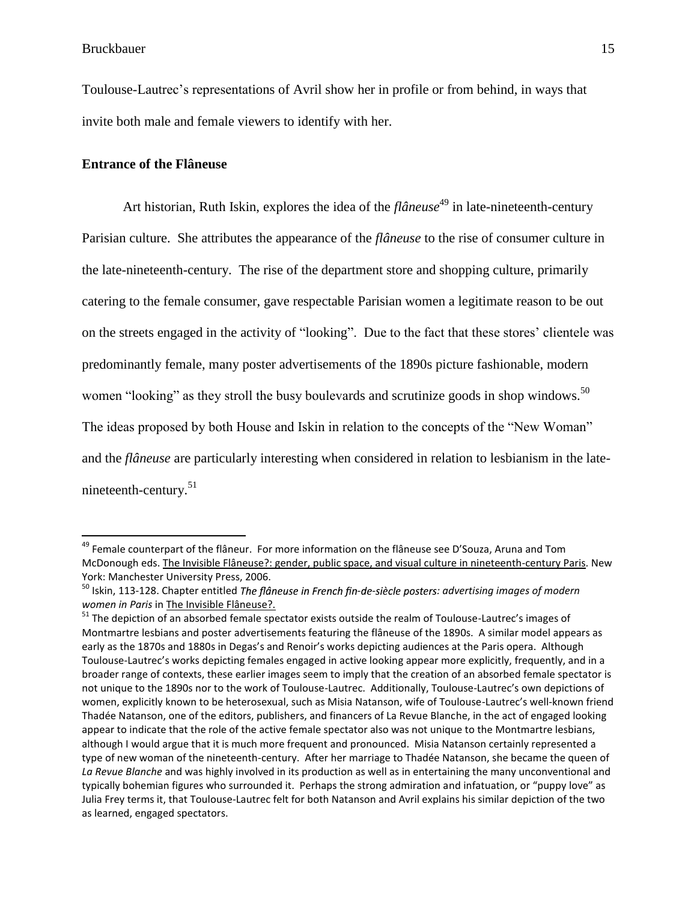Toulouse-Lautrec's representations of Avril show her in profile or from behind, in ways that invite both male and female viewers to identify with her.

### Entrance of the Flâneuse

Art historian, Ruth Iskin, explores the idea of the *flâneuse*[49] in late-nineteenth-century Parisian culture. She attributes the appearance of the *flâneuse* to the rise of consumer culture in the late-nineteenth-century. The rise of the department store and shopping culture, primarily catering to the female consumer, gave respectable Parisian women a legitimate reason to be out on the streets engaged in the activity of "looking". Due to the fact that these stores' clientele was predominantly female, many poster advertisements of the 1890s picture fashionable, modern women "looking" as they stroll the busy boulevards and scrutinize goods in shop windows.[50] The ideas proposed by both House and Iskin in relation to the concepts of the "New Woman" and the *flâneuse* are particularly interesting when considered in relation to lesbianism in the late-nineteenth-century.[51]

---

[49] Female counterpart of the flâneur. For more information on the flâneuse see D'Souza, Aruna and Tom McDonough eds. The Invisible Flâneuse?: gender, public space, and visual culture in nineteenth-century Paris. New York: Manchester University Press, 2006.

[50] Iskin, 113-128. Chapter entitled *The flâneuse in French fin-de-siècle posters: advertising images of modern women in Paris* in The Invisible Flâneuse?.

[51] The depiction of an absorbed female spectator exists outside the realm of Toulouse-Lautrec's images of Montmartre lesbians and poster advertisements featuring the flâneuse of the 1890s. A similar model appears as early as the 1870s and 1880s in Degas's and Renoir's works depicting audiences at the Paris opera. Although Toulouse-Lautrec's works depicting females engaged in active looking appear more explicitly, frequently, and in a broader range of contexts, these earlier images seem to imply that the creation of an absorbed female spectator is not unique to the 1890s nor to the work of Toulouse-Lautrec. Additionally, Toulouse-Lautrec's own depictions of women, explicitly known to be heterosexual, such as Misia Natanson, wife of Toulouse-Lautrec's well-known friend Thadée Natanson, one of the editors, publishers, and financers of La Revue Blanche, in the act of engaged looking appear to indicate that the role of the active female spectator also was not unique to the Montmartre lesbians, although I would argue that it is much more frequent and pronounced. Misia Natanson certainly represented a type of new woman of the nineteenth-century. After her marriage to Thadée Natanson, she became the queen of *La Revue Blanche* and was highly involved in its production as well as in entertaining the many unconventional and typically bohemian figures who surrounded it. Perhaps the strong admiration and infatuation, or "puppy love" as Julia Frey terms it, that Toulouse-Lautrec felt for both Natanson and Avril explains his similar depiction of the two as learned, engaged spectators.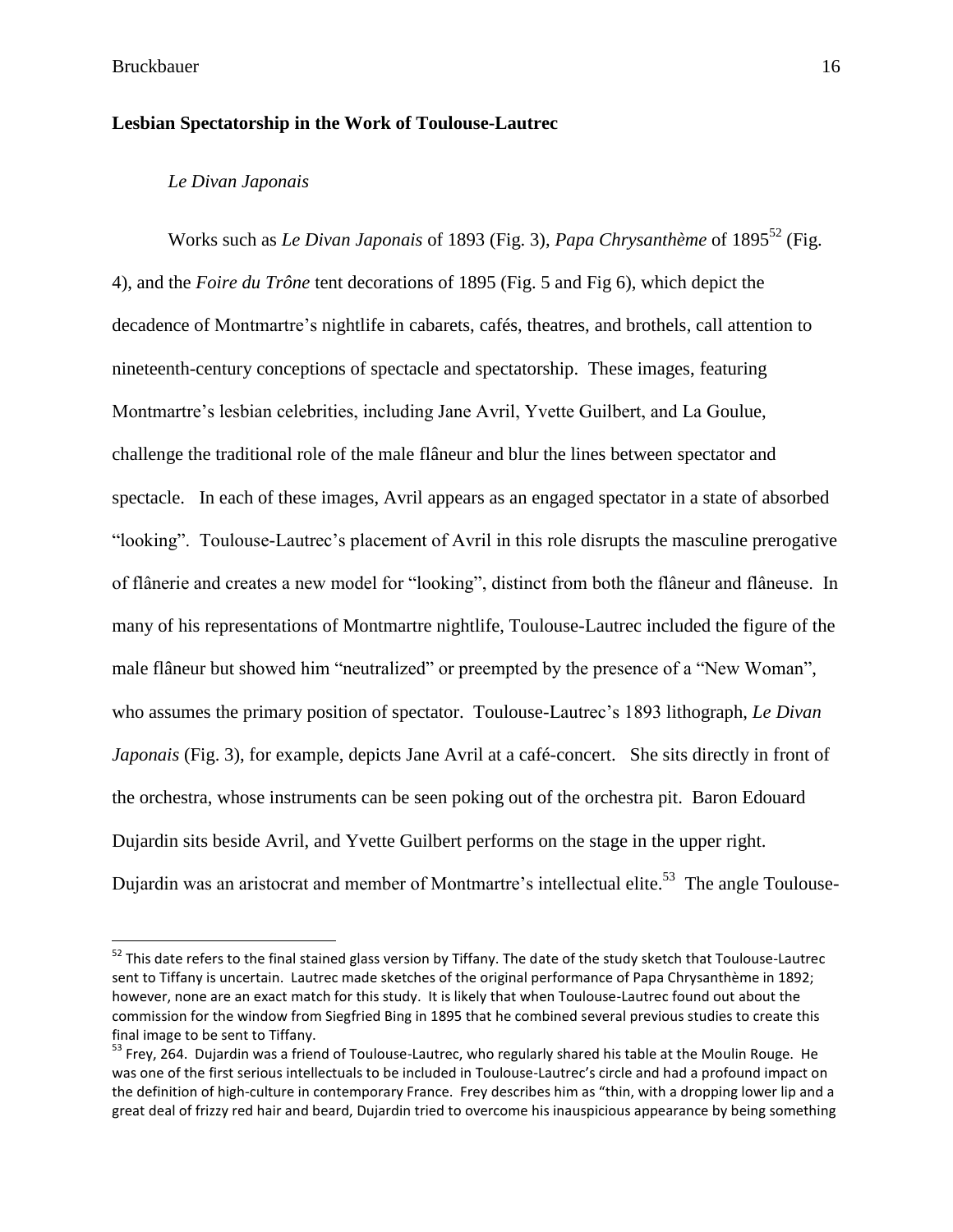## Lesbian Spectatorship in the Work of Toulouse-Lautrec

### *Le Divan Japonais*

Works such as *Le Divan Japonais* of 1893 (Fig. 3), *Papa Chrysanthème* of 1895[52] (Fig. 4), and the *Foire du Trône* tent decorations of 1895 (Fig. 5 and Fig 6), which depict the decadence of Montmartre's nightlife in cabarets, cafés, theatres, and brothels, call attention to nineteenth-century conceptions of spectacle and spectatorship. These images, featuring Montmartre's lesbian celebrities, including Jane Avril, Yvette Guilbert, and La Goulue, challenge the traditional role of the male flâneur and blur the lines between spectator and spectacle. In each of these images, Avril appears as an engaged spectator in a state of absorbed "looking". Toulouse-Lautrec's placement of Avril in this role disrupts the masculine prerogative of flânerie and creates a new model for "looking", distinct from both the flâneur and flâneuse. In many of his representations of Montmartre nightlife, Toulouse-Lautrec included the figure of the male flâneur but showed him "neutralized" or preempted by the presence of a "New Woman", who assumes the primary position of spectator. Toulouse-Lautrec's 1893 lithograph, *Le Divan Japonais* (Fig. 3), for example, depicts Jane Avril at a café-concert. She sits directly in front of the orchestra, whose instruments can be seen poking out of the orchestra pit. Baron Edouard Dujardin sits beside Avril, and Yvette Guilbert performs on the stage in the upper right. Dujardin was an aristocrat and member of Montmartre's intellectual elite.[53] The angle Toulouse-

---

[52] This date refers to the final stained glass version by Tiffany. The date of the study sketch that Toulouse-Lautrec sent to Tiffany is uncertain. Lautrec made sketches of the original performance of Papa Chrysanthème in 1892; however, none are an exact match for this study. It is likely that when Toulouse-Lautrec found out about the commission for the window from Siegfried Bing in 1895 that he combined several previous studies to create this final image to be sent to Tiffany.

[53] Frey, 264. Dujardin was a friend of Toulouse-Lautrec, who regularly shared his table at the Moulin Rouge. He was one of the first serious intellectuals to be included in Toulouse-Lautrec's circle and had a profound impact on the definition of high-culture in contemporary France. Frey describes him as "thin, with a dropping lower lip and a great deal of frizzy red hair and beard, Dujardin tried to overcome his inauspicious appearance by being something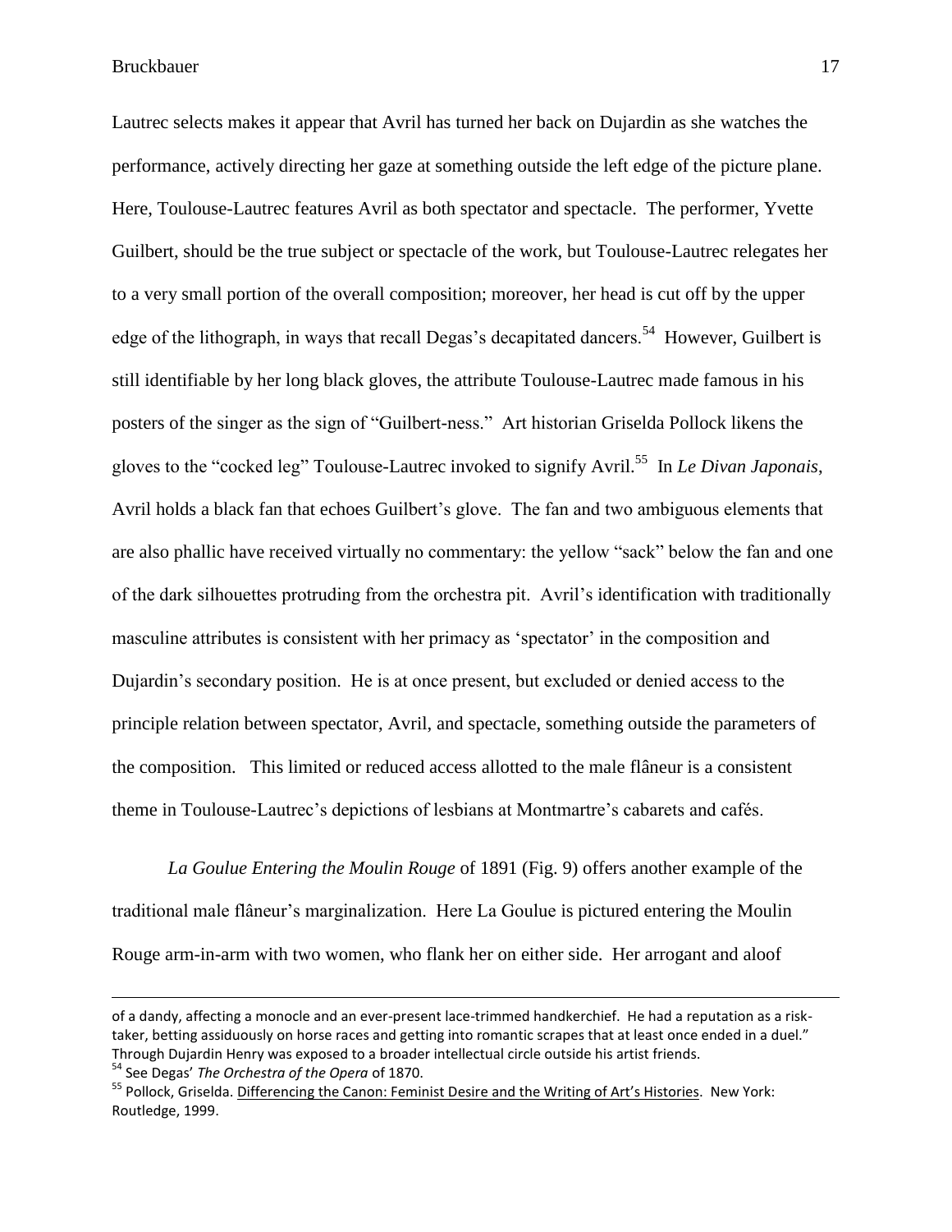Lautrec selects makes it appear that Avril has turned her back on Dujardin as she watches the performance, actively directing her gaze at something outside the left edge of the picture plane. Here, Toulouse-Lautrec features Avril as both spectator and spectacle. The performer, Yvette Guilbert, should be the true subject or spectacle of the work, but Toulouse-Lautrec relegates her to a very small portion of the overall composition; moreover, her head is cut off by the upper edge of the lithograph, in ways that recall Degas's decapitated dancers.[54] However, Guilbert is still identifiable by her long black gloves, the attribute Toulouse-Lautrec made famous in his posters of the singer as the sign of "Guilbert-ness." Art historian Griselda Pollock likens the gloves to the "cocked leg" Toulouse-Lautrec invoked to signify Avril.[55] In *Le Divan Japonais*, Avril holds a black fan that echoes Guilbert's glove. The fan and two ambiguous elements that are also phallic have received virtually no commentary: the yellow "sack" below the fan and one of the dark silhouettes protruding from the orchestra pit. Avril's identification with traditionally masculine attributes is consistent with her primacy as 'spectator' in the composition and Dujardin's secondary position. He is at once present, but excluded or denied access to the principle relation between spectator, Avril, and spectacle, something outside the parameters of the composition. This limited or reduced access allotted to the male flâneur is a consistent theme in Toulouse-Lautrec's depictions of lesbians at Montmartre's cabarets and cafés.

*La Goulue Entering the Moulin Rouge* of 1891 (Fig. 9) offers another example of the traditional male flâneur's marginalization. Here La Goulue is pictured entering the Moulin Rouge arm-in-arm with two women, who flank her on either side. Her arrogant and aloof

---

of a dandy, affecting a monocle and an ever-present lace-trimmed handkerchief. He had a reputation as a risk-taker, betting assiduously on horse races and getting into romantic scrapes that at least once ended in a duel." Through Dujardin Henry was exposed to a broader intellectual circle outside his artist friends.

[54] See Degas' *The Orchestra of the Opera* of 1870.

[55] Pollock, Griselda. Differencing the Canon: Feminist Desire and the Writing of Art's Histories. New York: Routledge, 1999.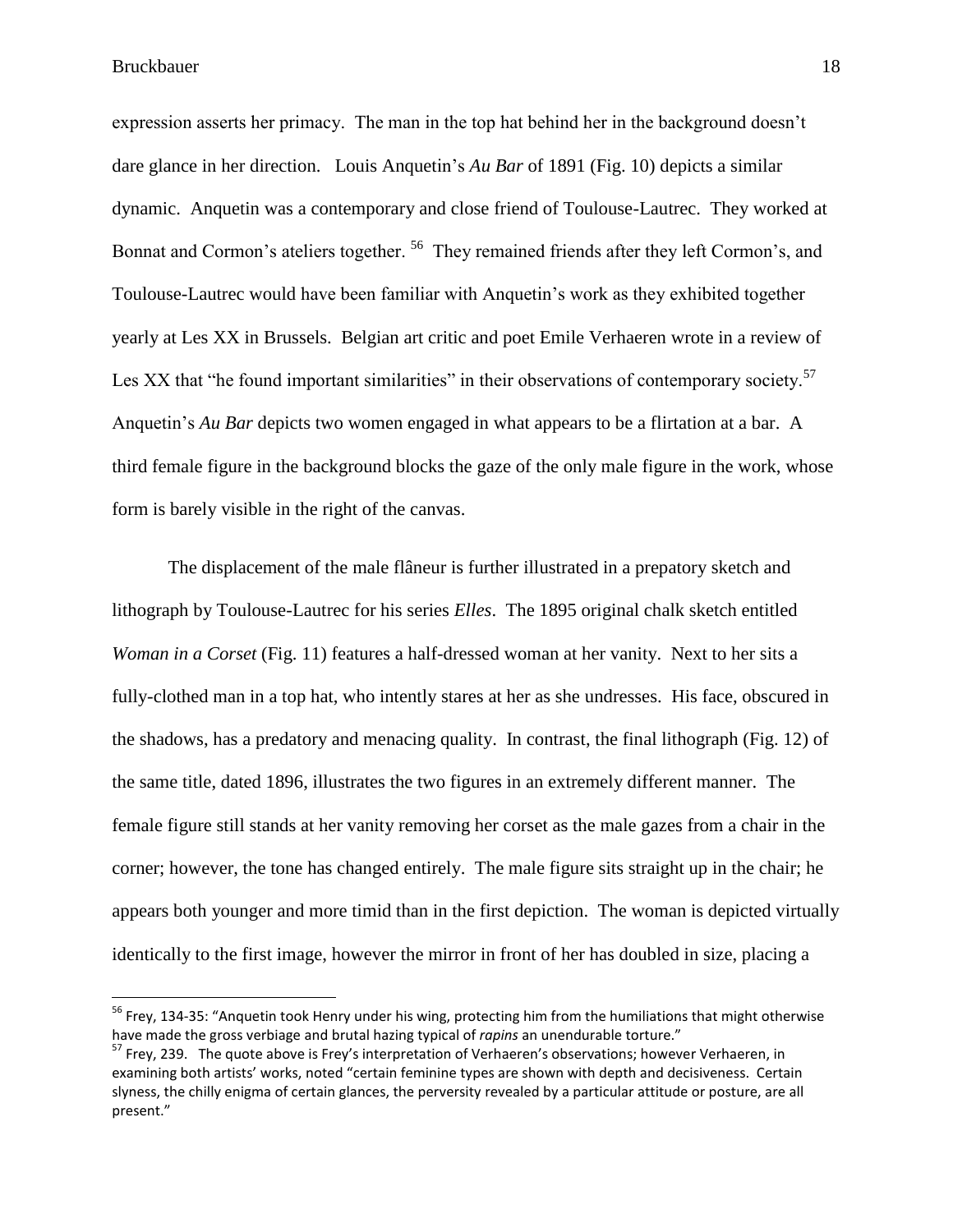expression asserts her primacy. The man in the top hat behind her in the background doesn't dare glance in her direction. Louis Anquetin's *Au Bar* of 1891 (Fig. 10) depicts a similar dynamic. Anquetin was a contemporary and close friend of Toulouse-Lautrec. They worked at Bonnat and Cormon's ateliers together. [56] They remained friends after they left Cormon's, and Toulouse-Lautrec would have been familiar with Anquetin's work as they exhibited together yearly at Les XX in Brussels. Belgian art critic and poet Emile Verhaeren wrote in a review of Les XX that "he found important similarities" in their observations of contemporary society.[57] Anquetin's *Au Bar* depicts two women engaged in what appears to be a flirtation at a bar. A third female figure in the background blocks the gaze of the only male figure in the work, whose form is barely visible in the right of the canvas.

The displacement of the male flâneur is further illustrated in a prepatory sketch and lithograph by Toulouse-Lautrec for his series *Elles*. The 1895 original chalk sketch entitled *Woman in a Corset* (Fig. 11) features a half-dressed woman at her vanity. Next to her sits a fully-clothed man in a top hat, who intently stares at her as she undresses. His face, obscured in the shadows, has a predatory and menacing quality. In contrast, the final lithograph (Fig. 12) of the same title, dated 1896, illustrates the two figures in an extremely different manner. The female figure still stands at her vanity removing her corset as the male gazes from a chair in the corner; however, the tone has changed entirely. The male figure sits straight up in the chair; he appears both younger and more timid than in the first depiction. The woman is depicted virtually identically to the first image, however the mirror in front of her has doubled in size, placing a

---

[56] Frey, 134-35: "Anquetin took Henry under his wing, protecting him from the humiliations that might otherwise have made the gross verbiage and brutal hazing typical of *rapins* an unendurable torture."

[57] Frey, 239. The quote above is Frey's interpretation of Verhaeren's observations; however Verhaeren, in examining both artists' works, noted "certain feminine types are shown with depth and decisiveness. Certain slyness, the chilly enigma of certain glances, the perversity revealed by a particular attitude or posture, are all present."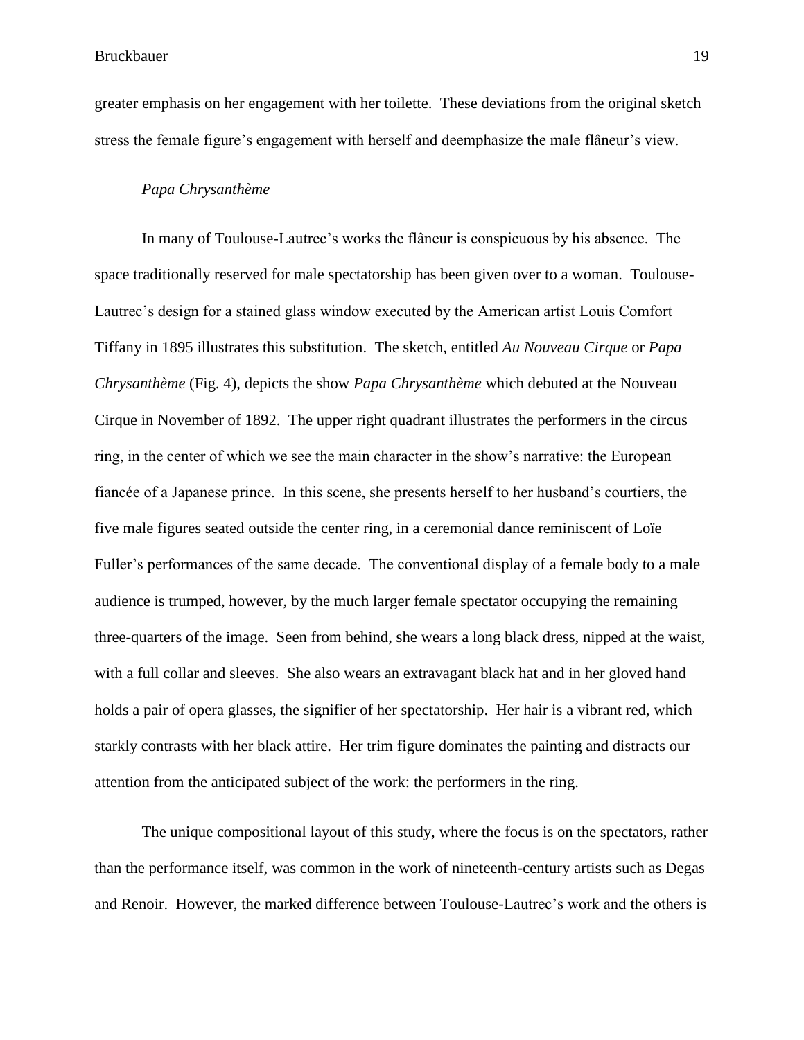greater emphasis on her engagement with her toilette. These deviations from the original sketch stress the female figure's engagement with herself and deemphasize the male flâneur's view.

### *Papa Chrysanthème*

In many of Toulouse-Lautrec's works the flâneur is conspicuous by his absence. The space traditionally reserved for male spectatorship has been given over to a woman. Toulouse-Lautrec's design for a stained glass window executed by the American artist Louis Comfort Tiffany in 1895 illustrates this substitution. The sketch, entitled *Au Nouveau Cirque* or *Papa Chrysanthème* (Fig. 4), depicts the show *Papa Chrysanthème* which debuted at the Nouveau Cirque in November of 1892. The upper right quadrant illustrates the performers in the circus ring, in the center of which we see the main character in the show's narrative: the European fiancée of a Japanese prince. In this scene, she presents herself to her husband's courtiers, the five male figures seated outside the center ring, in a ceremonial dance reminiscent of Loïe Fuller's performances of the same decade. The conventional display of a female body to a male audience is trumped, however, by the much larger female spectator occupying the remaining three-quarters of the image. Seen from behind, she wears a long black dress, nipped at the waist, with a full collar and sleeves. She also wears an extravagant black hat and in her gloved hand holds a pair of opera glasses, the signifier of her spectatorship. Her hair is a vibrant red, which starkly contrasts with her black attire. Her trim figure dominates the painting and distracts our attention from the anticipated subject of the work: the performers in the ring.

The unique compositional layout of this study, where the focus is on the spectators, rather than the performance itself, was common in the work of nineteenth-century artists such as Degas and Renoir. However, the marked difference between Toulouse-Lautrec's work and the others is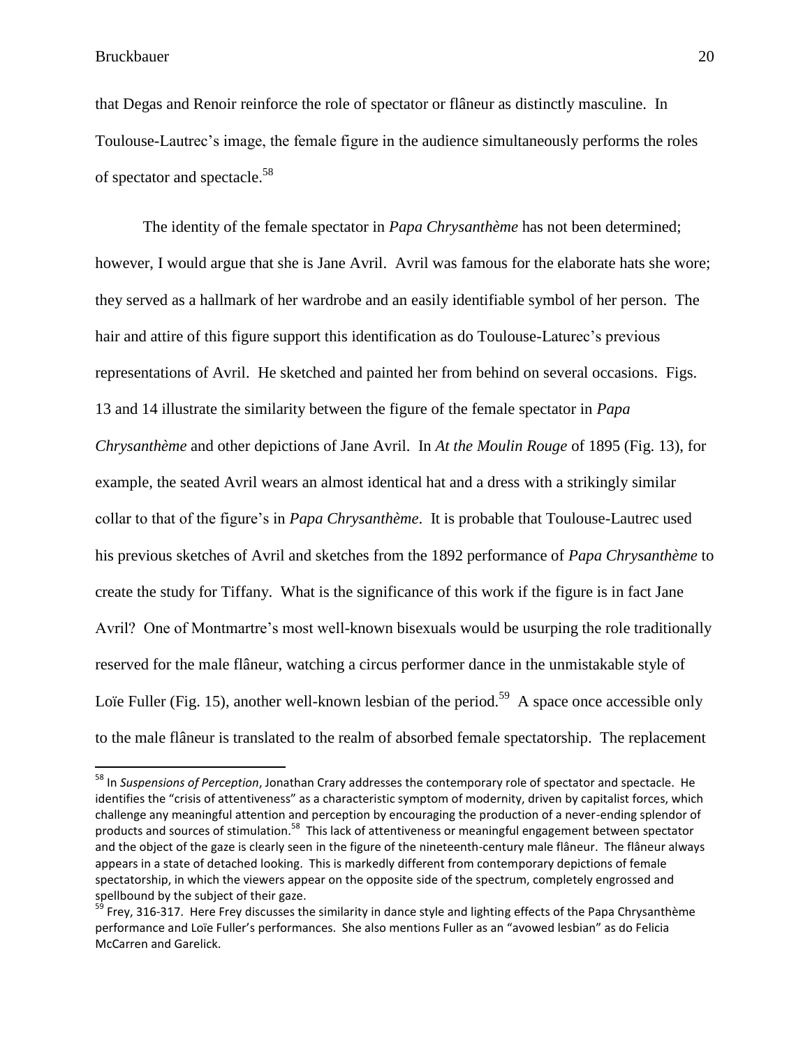that Degas and Renoir reinforce the role of spectator or flâneur as distinctly masculine. In Toulouse-Lautrec's image, the female figure in the audience simultaneously performs the roles of spectator and spectacle.[58]

The identity of the female spectator in *Papa Chrysanthème* has not been determined; however, I would argue that she is Jane Avril. Avril was famous for the elaborate hats she wore; they served as a hallmark of her wardrobe and an easily identifiable symbol of her person. The hair and attire of this figure support this identification as do Toulouse-Laturec's previous representations of Avril. He sketched and painted her from behind on several occasions. Figs. 13 and 14 illustrate the similarity between the figure of the female spectator in *Papa Chrysanthème* and other depictions of Jane Avril. In *At the Moulin Rouge* of 1895 (Fig. 13), for example, the seated Avril wears an almost identical hat and a dress with a strikingly similar collar to that of the figure's in *Papa Chrysanthème*. It is probable that Toulouse-Lautrec used his previous sketches of Avril and sketches from the 1892 performance of *Papa Chrysanthème* to create the study for Tiffany. What is the significance of this work if the figure is in fact Jane Avril? One of Montmartre's most well-known bisexuals would be usurping the role traditionally reserved for the male flâneur, watching a circus performer dance in the unmistakable style of Loïe Fuller (Fig. 15), another well-known lesbian of the period.[59] A space once accessible only to the male flâneur is translated to the realm of absorbed female spectatorship. The replacement

---

[58] In *Suspensions of Perception*, Jonathan Crary addresses the contemporary role of spectator and spectacle. He identifies the "crisis of attentiveness" as a characteristic symptom of modernity, driven by capitalist forces, which challenge any meaningful attention and perception by encouraging the production of a never-ending splendor of products and sources of stimulation.[58] This lack of attentiveness or meaningful engagement between spectator and the object of the gaze is clearly seen in the figure of the nineteenth-century male flâneur. The flâneur always appears in a state of detached looking. This is markedly different from contemporary depictions of female spectatorship, in which the viewers appear on the opposite side of the spectrum, completely engrossed and spellbound by the subject of their gaze.

[59] Frey, 316-317. Here Frey discusses the similarity in dance style and lighting effects of the Papa Chrysanthème performance and Loïe Fuller's performances. She also mentions Fuller as an "avowed lesbian" as do Felicia McCarren and Garelick.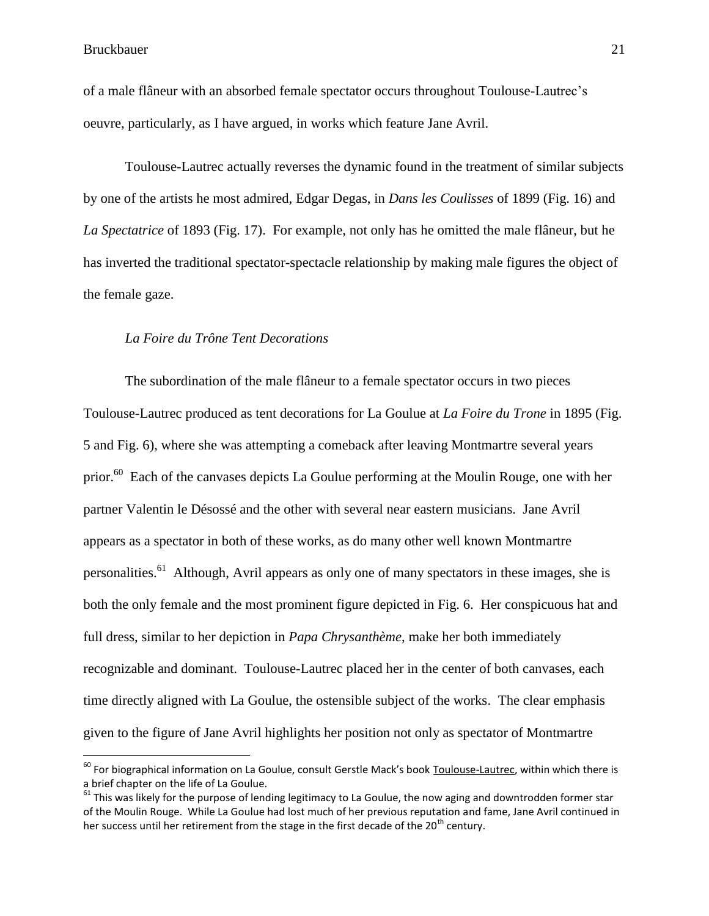of a male flâneur with an absorbed female spectator occurs throughout Toulouse-Lautrec's oeuvre, particularly, as I have argued, in works which feature Jane Avril.

Toulouse-Lautrec actually reverses the dynamic found in the treatment of similar subjects by one of the artists he most admired, Edgar Degas, in *Dans les Coulisses* of 1899 (Fig. 16) and *La Spectatrice* of 1893 (Fig. 17). For example, not only has he omitted the male flâneur, but he has inverted the traditional spectator-spectacle relationship by making male figures the object of the female gaze.

### *La Foire du Trône Tent Decorations*

The subordination of the male flâneur to a female spectator occurs in two pieces Toulouse-Lautrec produced as tent decorations for La Goulue at *La Foire du Trone* in 1895 (Fig. 5 and Fig. 6), where she was attempting a comeback after leaving Montmartre several years prior.[60] Each of the canvases depicts La Goulue performing at the Moulin Rouge, one with her partner Valentin le Désossé and the other with several near eastern musicians. Jane Avril appears as a spectator in both of these works, as do many other well known Montmartre personalities.[61] Although, Avril appears as only one of many spectators in these images, she is both the only female and the most prominent figure depicted in Fig. 6. Her conspicuous hat and full dress, similar to her depiction in *Papa Chrysanthème*, make her both immediately recognizable and dominant. Toulouse-Lautrec placed her in the center of both canvases, each time directly aligned with La Goulue, the ostensible subject of the works. The clear emphasis given to the figure of Jane Avril highlights her position not only as spectator of Montmartre

---

[60] For biographical information on La Goulue, consult Gerstle Mack's book Toulouse-Lautrec, within which there is a brief chapter on the life of La Goulue.

[61] This was likely for the purpose of lending legitimacy to La Goulue, the now aging and downtrodden former star of the Moulin Rouge. While La Goulue had lost much of her previous reputation and fame, Jane Avril continued in her success until her retirement from the stage in the first decade of the 20th century.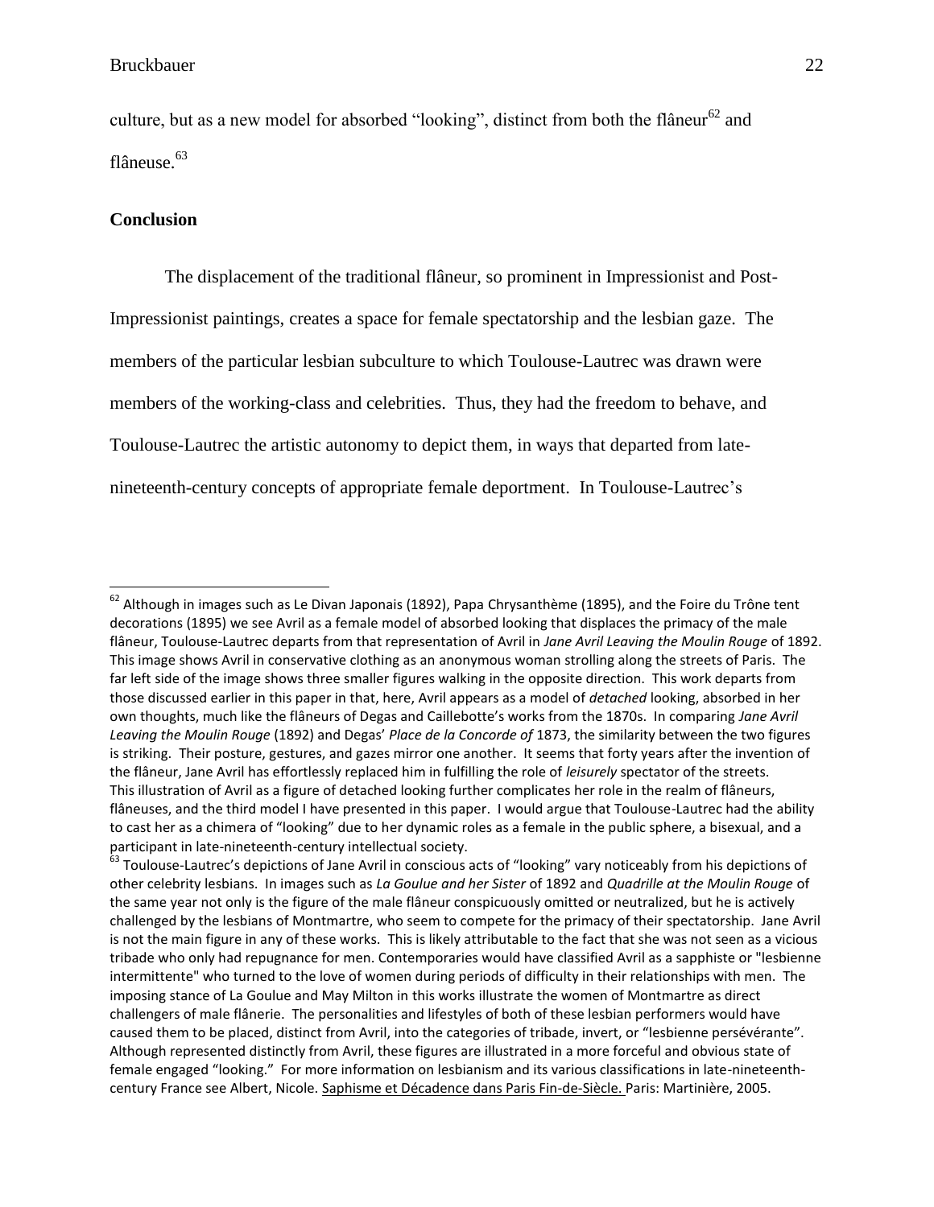culture, but as a new model for absorbed "looking", distinct from both the flâneur[62] and flâneuse.[63]

## Conclusion

The displacement of the traditional flâneur, so prominent in Impressionist and Post-Impressionist paintings, creates a space for female spectatorship and the lesbian gaze. The members of the particular lesbian subculture to which Toulouse-Lautrec was drawn were members of the working-class and celebrities. Thus, they had the freedom to behave, and Toulouse-Lautrec the artistic autonomy to depict them, in ways that departed from late-nineteenth-century concepts of appropriate female deportment. In Toulouse-Lautrec's

---

[62] Although in images such as Le Divan Japonais (1892), Papa Chrysanthème (1895), and the Foire du Trône tent decorations (1895) we see Avril as a female model of absorbed looking that displaces the primacy of the male flâneur, Toulouse-Lautrec departs from that representation of Avril in *Jane Avril Leaving the Moulin Rouge* of 1892. This image shows Avril in conservative clothing as an anonymous woman strolling along the streets of Paris. The far left side of the image shows three smaller figures walking in the opposite direction. This work departs from those discussed earlier in this paper in that, here, Avril appears as a model of *detached* looking, absorbed in her own thoughts, much like the flâneurs of Degas and Caillebotte's works from the 1870s. In comparing *Jane Avril Leaving the Moulin Rouge* (1892) and Degas' *Place de la Concorde of* 1873, the similarity between the two figures is striking. Their posture, gestures, and gazes mirror one another. It seems that forty years after the invention of the flâneur, Jane Avril has effortlessly replaced him in fulfilling the role of *leisurely* spectator of the streets. This illustration of Avril as a figure of detached looking further complicates her role in the realm of flâneurs, flâneuses, and the third model I have presented in this paper. I would argue that Toulouse-Lautrec had the ability to cast her as a chimera of "looking" due to her dynamic roles as a female in the public sphere, a bisexual, and a participant in late-nineteenth-century intellectual society.

[63] Toulouse-Lautrec's depictions of Jane Avril in conscious acts of "looking" vary noticeably from his depictions of other celebrity lesbians. In images such as *La Goulue and her Sister* of 1892 and *Quadrille at the Moulin Rouge* of the same year not only is the figure of the male flâneur conspicuously omitted or neutralized, but he is actively challenged by the lesbians of Montmartre, who seem to compete for the primacy of their spectatorship. Jane Avril is not the main figure in any of these works. This is likely attributable to the fact that she was not seen as a vicious tribade who only had repugnance for men. Contemporaries would have classified Avril as a sapphiste or "lesbienne intermittente" who turned to the love of women during periods of difficulty in their relationships with men. The imposing stance of La Goulue and May Milton in this works illustrate the women of Montmartre as direct challengers of male flânerie. The personalities and lifestyles of both of these lesbian performers would have caused them to be placed, distinct from Avril, into the categories of tribade, invert, or "lesbienne persévérante". Although represented distinctly from Avril, these figures are illustrated in a more forceful and obvious state of female engaged "looking." For more information on lesbianism and its various classifications in late-nineteenth-century France see Albert, Nicole. Saphisme et Décadence dans Paris Fin-de-Siècle. Paris: Martinière, 2005.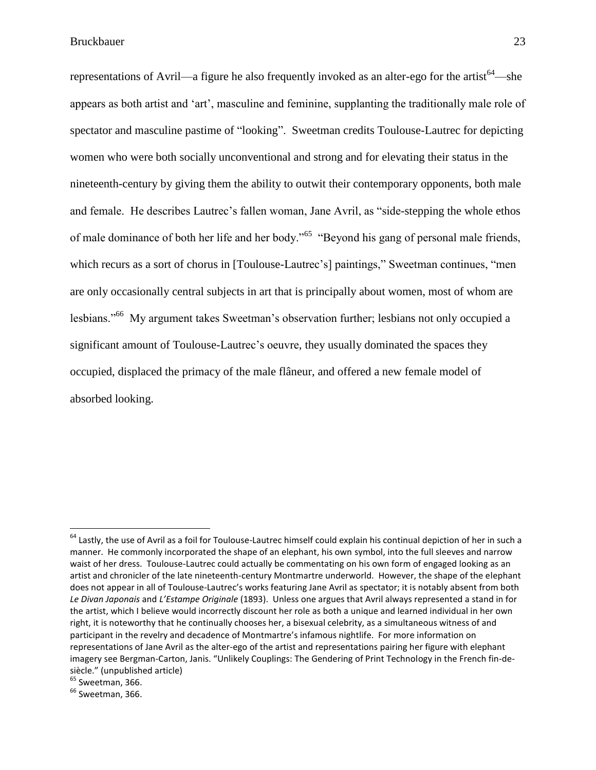representations of Avril—a figure he also frequently invoked as an alter-ego for the artist[64]—she appears as both artist and 'art', masculine and feminine, supplanting the traditionally male role of spectator and masculine pastime of "looking". Sweetman credits Toulouse-Lautrec for depicting women who were both socially unconventional and strong and for elevating their status in the nineteenth-century by giving them the ability to outwit their contemporary opponents, both male and female. He describes Lautrec's fallen woman, Jane Avril, as "side-stepping the whole ethos of male dominance of both her life and her body."[65] "Beyond his gang of personal male friends, which recurs as a sort of chorus in [Toulouse-Lautrec's] paintings," Sweetman continues, "men are only occasionally central subjects in art that is principally about women, most of whom are lesbians."[66] My argument takes Sweetman's observation further; lesbians not only occupied a significant amount of Toulouse-Lautrec's oeuvre, they usually dominated the spaces they occupied, displaced the primacy of the male flâneur, and offered a new female model of absorbed looking.

---

[64] Lastly, the use of Avril as a foil for Toulouse-Lautrec himself could explain his continual depiction of her in such a manner. He commonly incorporated the shape of an elephant, his own symbol, into the full sleeves and narrow waist of her dress. Toulouse-Lautrec could actually be commentating on his own form of engaged looking as an artist and chronicler of the late nineteenth-century Montmartre underworld. However, the shape of the elephant does not appear in all of Toulouse-Lautrec's works featuring Jane Avril as spectator; it is notably absent from both *Le Divan Japonais* and *L'Estampe Originale* (1893). Unless one argues that Avril always represented a stand in for the artist, which I believe would incorrectly discount her role as both a unique and learned individual in her own right, it is noteworthy that he continually chooses her, a bisexual celebrity, as a simultaneous witness of and participant in the revelry and decadence of Montmartre's infamous nightlife. For more information on representations of Jane Avril as the alter-ego of the artist and representations pairing her figure with elephant imagery see Bergman-Carton, Janis. "Unlikely Couplings: The Gendering of Print Technology in the French fin-de-siècle." (unpublished article)

[65] Sweetman, 366.

[66] Sweetman, 366.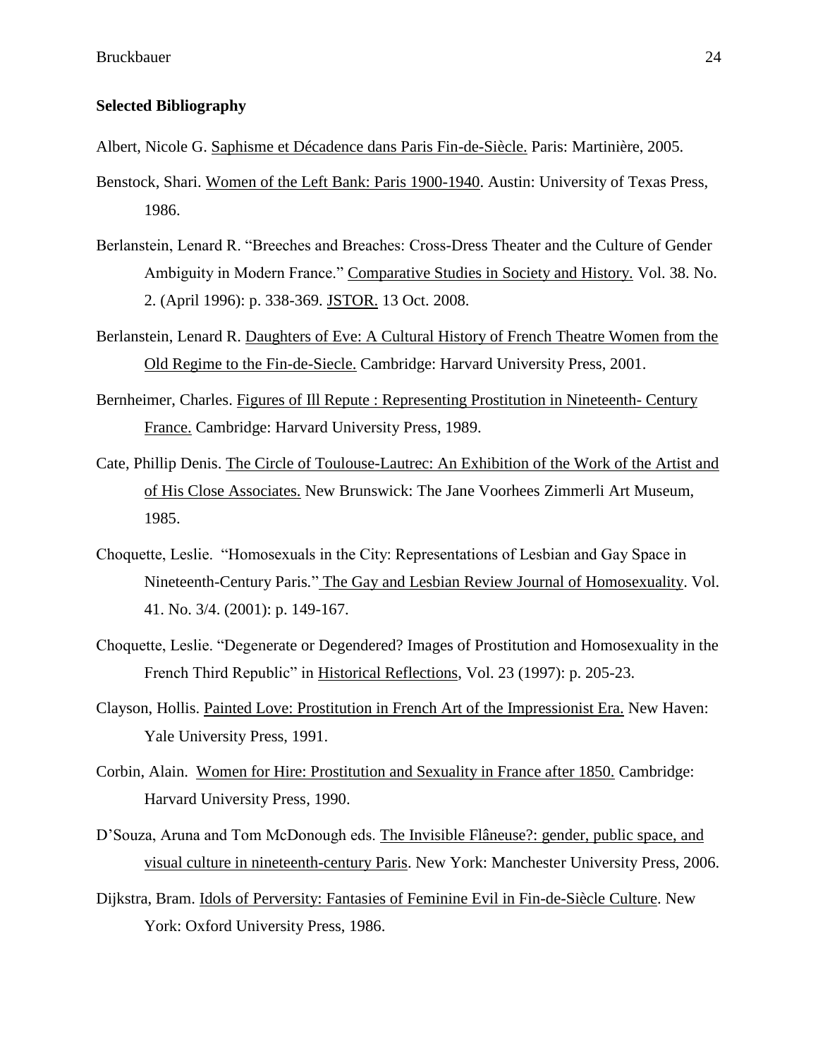**Selected Bibliography**

Albert, Nicole G. Saphisme et Décadence dans Paris Fin-de-Siècle. Paris: Martinière, 2005.

Benstock, Shari. Women of the Left Bank: Paris 1900-1940. Austin: University of Texas Press, 1986.

Berlanstein, Lenard R. "Breeches and Breaches: Cross-Dress Theater and the Culture of Gender Ambiguity in Modern France." Comparative Studies in Society and History. Vol. 38. No. 2. (April 1996): p. 338-369. JSTOR. 13 Oct. 2008.

Berlanstein, Lenard R. Daughters of Eve: A Cultural History of French Theatre Women from the Old Regime to the Fin-de-Siecle. Cambridge: Harvard University Press, 2001.

Bernheimer, Charles. Figures of Ill Repute : Representing Prostitution in Nineteenth- Century France. Cambridge: Harvard University Press, 1989.

Cate, Phillip Denis. The Circle of Toulouse-Lautrec: An Exhibition of the Work of the Artist and of His Close Associates. New Brunswick: The Jane Voorhees Zimmerli Art Museum, 1985.

Choquette, Leslie. "Homosexuals in the City: Representations of Lesbian and Gay Space in Nineteenth-Century Paris." The Gay and Lesbian Review Journal of Homosexuality. Vol. 41. No. 3/4. (2001): p. 149-167.

Choquette, Leslie. "Degenerate or Degendered? Images of Prostitution and Homosexuality in the French Third Republic" in Historical Reflections, Vol. 23 (1997): p. 205-23.

Clayson, Hollis. Painted Love: Prostitution in French Art of the Impressionist Era. New Haven: Yale University Press, 1991.

Corbin, Alain. Women for Hire: Prostitution and Sexuality in France after 1850. Cambridge: Harvard University Press, 1990.

D'Souza, Aruna and Tom McDonough eds. The Invisible Flâneuse?: gender, public space, and visual culture in nineteenth-century Paris. New York: Manchester University Press, 2006.

Dijkstra, Bram. Idols of Perversity: Fantasies of Feminine Evil in Fin-de-Siècle Culture. New York: Oxford University Press, 1986.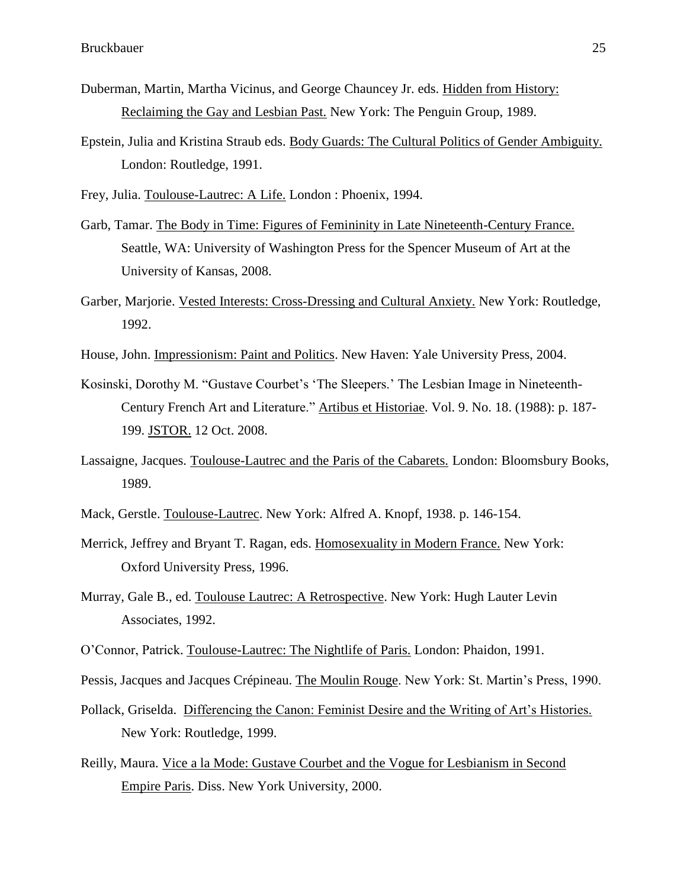Duberman, Martin, Martha Vicinus, and George Chauncey Jr. eds. Hidden from History: Reclaiming the Gay and Lesbian Past. New York: The Penguin Group, 1989.

Epstein, Julia and Kristina Straub eds. Body Guards: The Cultural Politics of Gender Ambiguity. London: Routledge, 1991.

Frey, Julia. Toulouse-Lautrec: A Life. London : Phoenix, 1994.

Garb, Tamar. The Body in Time: Figures of Femininity in Late Nineteenth-Century France. Seattle, WA: University of Washington Press for the Spencer Museum of Art at the University of Kansas, 2008.

Garber, Marjorie. Vested Interests: Cross-Dressing and Cultural Anxiety. New York: Routledge, 1992.

House, John. Impressionism: Paint and Politics. New Haven: Yale University Press, 2004.

Kosinski, Dorothy M. "Gustave Courbet's 'The Sleepers.' The Lesbian Image in Nineteenth-Century French Art and Literature." Artibus et Historiae. Vol. 9. No. 18. (1988): p. 187-199. JSTOR. 12 Oct. 2008.

Lassaigne, Jacques. Toulouse-Lautrec and the Paris of the Cabarets. London: Bloomsbury Books, 1989.

Mack, Gerstle. Toulouse-Lautrec. New York: Alfred A. Knopf, 1938. p. 146-154.

Merrick, Jeffrey and Bryant T. Ragan, eds. Homosexuality in Modern France. New York: Oxford University Press, 1996.

Murray, Gale B., ed. Toulouse Lautrec: A Retrospective. New York: Hugh Lauter Levin Associates, 1992.

O'Connor, Patrick. Toulouse-Lautrec: The Nightlife of Paris. London: Phaidon, 1991.

Pessis, Jacques and Jacques Crépineau. The Moulin Rouge. New York: St. Martin's Press, 1990.

Pollack, Griselda. Differencing the Canon: Feminist Desire and the Writing of Art's Histories. New York: Routledge, 1999.

Reilly, Maura. Vice a la Mode: Gustave Courbet and the Vogue for Lesbianism in Second Empire Paris. Diss. New York University, 2000.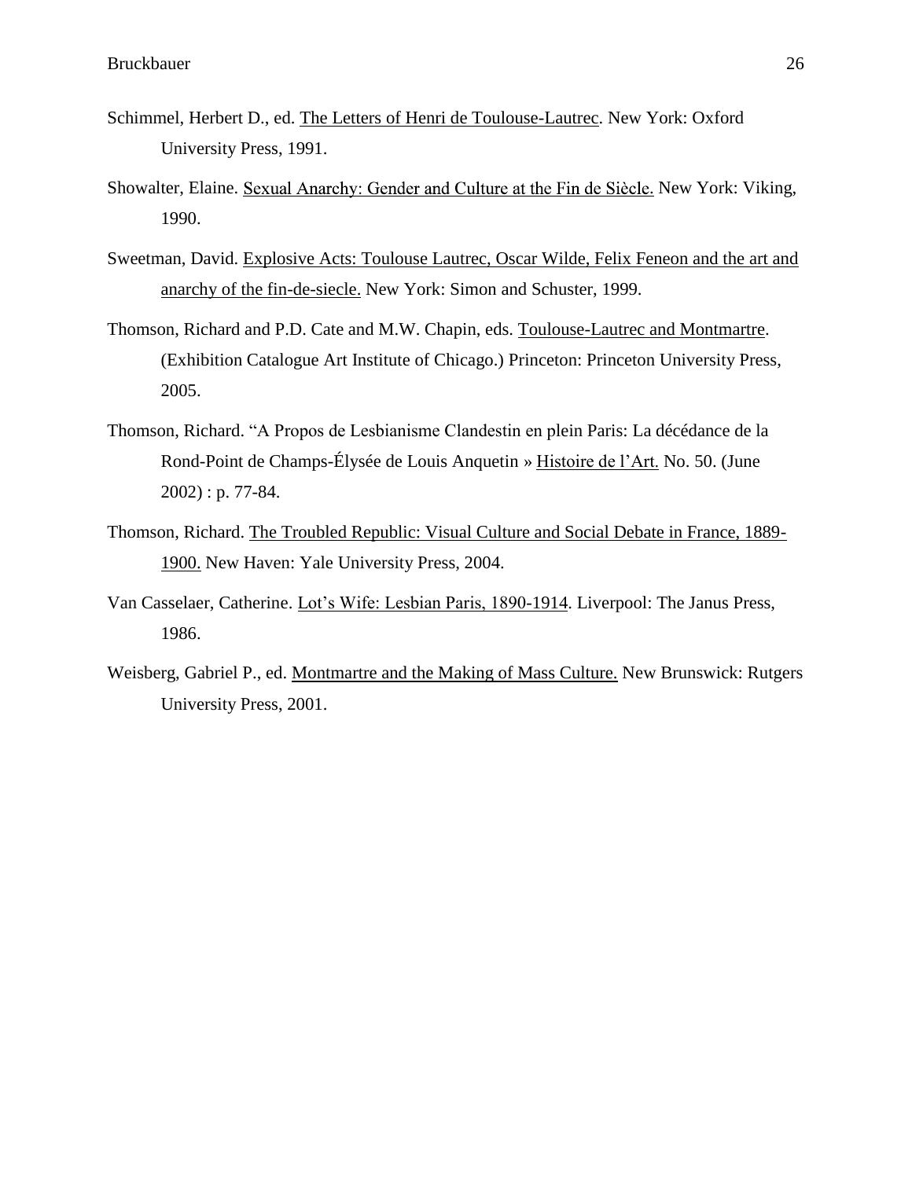Schimmel, Herbert D., ed. The Letters of Henri de Toulouse-Lautrec. New York: Oxford University Press, 1991.

Showalter, Elaine. Sexual Anarchy: Gender and Culture at the Fin de Siècle. New York: Viking, 1990.

Sweetman, David. Explosive Acts: Toulouse Lautrec, Oscar Wilde, Felix Feneon and the art and anarchy of the fin-de-siecle. New York: Simon and Schuster, 1999.

Thomson, Richard and P.D. Cate and M.W. Chapin, eds. Toulouse-Lautrec and Montmartre. (Exhibition Catalogue Art Institute of Chicago.) Princeton: Princeton University Press, 2005.

Thomson, Richard. "A Propos de Lesbianisme Clandestin en plein Paris: La décédance de la Rond-Point de Champs-Élysée de Louis Anquetin » Histoire de l'Art. No. 50. (June 2002) : p. 77-84.

Thomson, Richard. The Troubled Republic: Visual Culture and Social Debate in France, 1889-1900. New Haven: Yale University Press, 2004.

Van Casselaer, Catherine. Lot's Wife: Lesbian Paris, 1890-1914. Liverpool: The Janus Press, 1986.

Weisberg, Gabriel P., ed. Montmartre and the Making of Mass Culture. New Brunswick: Rutgers University Press, 2001.